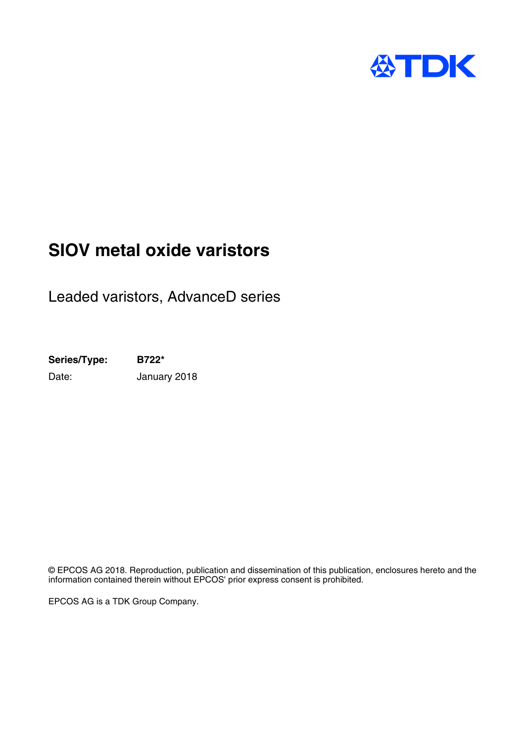# SIOV metal oxide varistors

Leaded varistors, AdvanceD series

**Series/Type:** **B722***

Date: January 2018

© EPCOS AG 2018. Reproduction, publication and dissemination of this publication, enclosures hereto and the information contained therein without EPCOS' prior express consent is prohibited.

EPCOS AG is a TDK Group Company.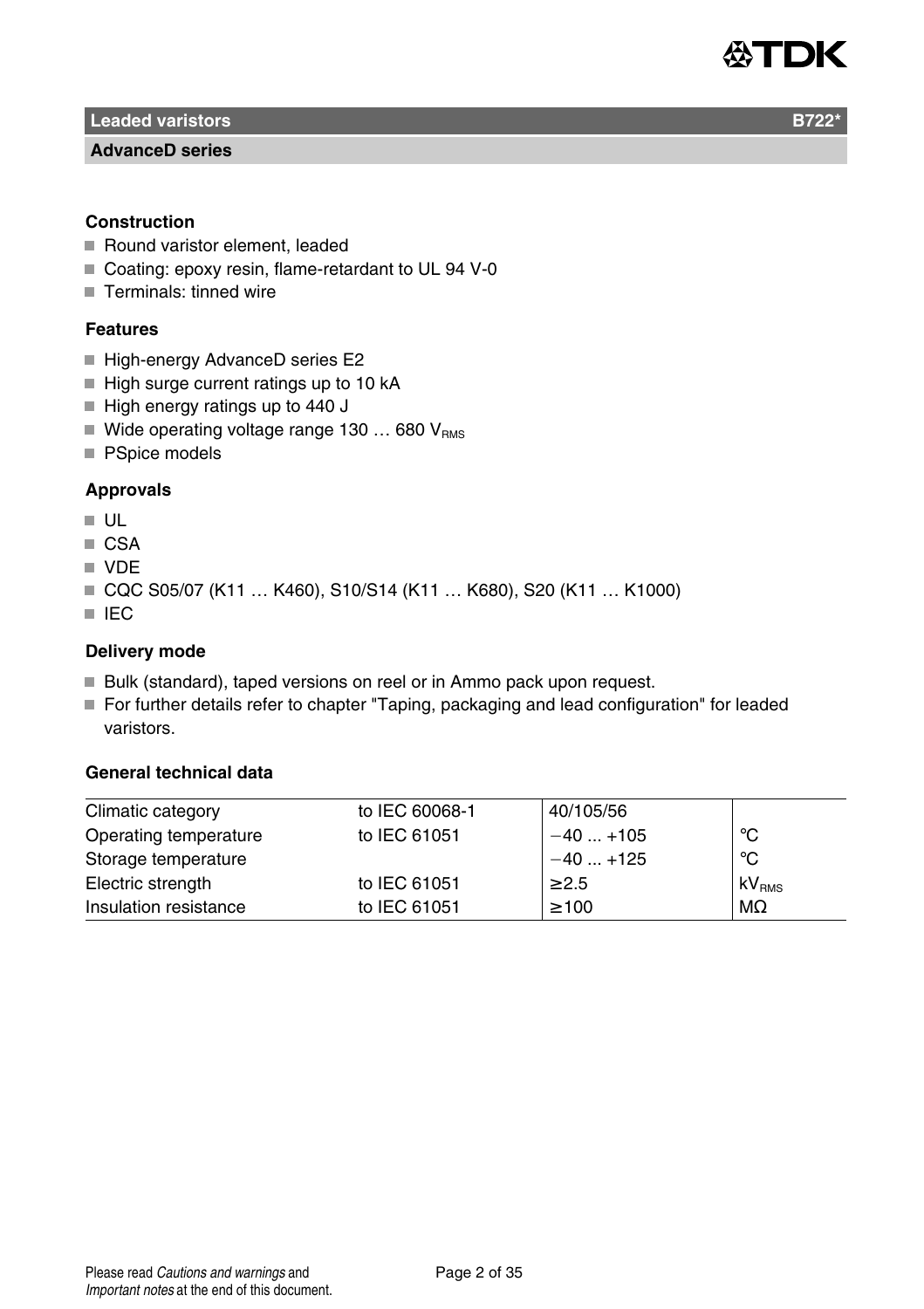## Leaded varistors — B722*

### AdvanceD series

### Construction

- Round varistor element, leaded
- Coating: epoxy resin, flame-retardant to UL 94 V-0
- Terminals: tinned wire

### Features

- High-energy AdvanceD series E2
- High surge current ratings up to 10 kA
- High energy ratings up to 440 J
- Wide operating voltage range 130 … 680 $V_{RMS}$
- PSpice models

### Approvals

- UL
- CSA
- VDE
- CQC S05/07 (K11 … K460), S10/S14 (K11 … K680), S20 (K11 … K1000)
- IEC

### Delivery mode

- Bulk (standard), taped versions on reel or in Ammo pack upon request.
- For further details refer to chapter "Taping, packaging and lead configuration" for leaded varistors.

### General technical data

| | | | |
|---|---|---|---|
| Climatic category | to IEC 60068-1 | 40/105/56 | |
| Operating temperature | to IEC 61051 | −40 ... +105 | °C |
| Storage temperature | | −40 ... +125 | °C |
| Electric strength | to IEC 61051 | ≥2.5 | $kV_{RMS}$ |
| Insulation resistance | to IEC 61051 | ≥100 | MΩ |

Please read *Cautions and warnings* and *Important notes* at the end of this document.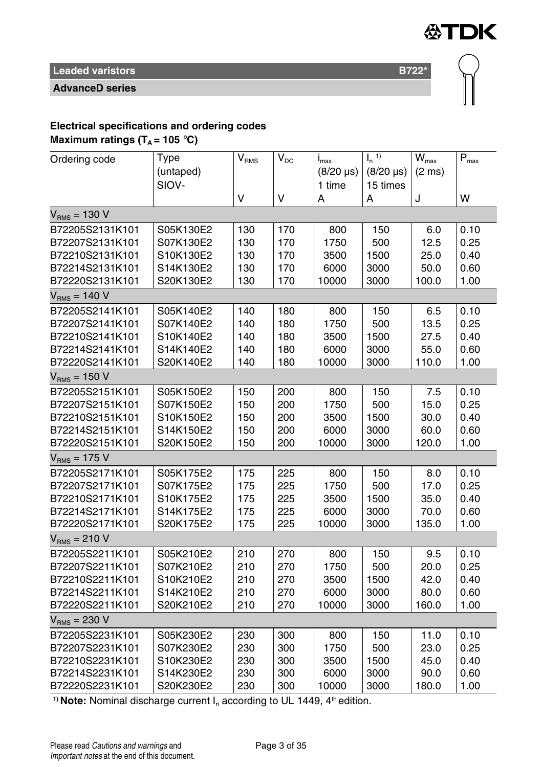**Leaded varistors** **B722***

**AdvanceD series**

**Electrical specifications and ordering codes**

**Maximum ratings ($T_A$ = 105 °C)**

| Ordering code | Type (untaped) SIOV- | $V_{RMS}$ | $V_{DC}$ | $i_{max}$ (8/20 µs) 1 time | $I_n$ [1] (8/20 µs) 15 times | $W_{max}$ (2 ms) | $P_{max}$ |
|---|---|---|---|---|---|---|---|
| | | V | V | A | A | J | W |
| $V_{RMS}$ = 130 V | | | | | | | |
| B72205S2131K101 | S05K130E2 | 130 | 170 | 800 | 150 | 6.0 | 0.10 |
| B72207S2131K101 | S07K130E2 | 130 | 170 | 1750 | 500 | 12.5 | 0.25 |
| B72210S2131K101 | S10K130E2 | 130 | 170 | 3500 | 1500 | 25.0 | 0.40 |
| B72214S2131K101 | S14K130E2 | 130 | 170 | 6000 | 3000 | 50.0 | 0.60 |
| B72220S2131K101 | S20K130E2 | 130 | 170 | 10000 | 3000 | 100.0 | 1.00 |
| $V_{RMS}$ = 140 V | | | | | | | |
| B72205S2141K101 | S05K140E2 | 140 | 180 | 800 | 150 | 6.5 | 0.10 |
| B72207S2141K101 | S07K140E2 | 140 | 180 | 1750 | 500 | 13.5 | 0.25 |
| B72210S2141K101 | S10K140E2 | 140 | 180 | 3500 | 1500 | 27.5 | 0.40 |
| B72214S2141K101 | S14K140E2 | 140 | 180 | 6000 | 3000 | 55.0 | 0.60 |
| B72220S2141K101 | S20K140E2 | 140 | 180 | 10000 | 3000 | 110.0 | 1.00 |
| $V_{RMS}$ = 150 V | | | | | | | |
| B72205S2151K101 | S05K150E2 | 150 | 200 | 800 | 150 | 7.5 | 0.10 |
| B72207S2151K101 | S07K150E2 | 150 | 200 | 1750 | 500 | 15.0 | 0.25 |
| B72210S2151K101 | S10K150E2 | 150 | 200 | 3500 | 1500 | 30.0 | 0.40 |
| B72214S2151K101 | S14K150E2 | 150 | 200 | 6000 | 3000 | 60.0 | 0.60 |
| B72220S2151K101 | S20K150E2 | 150 | 200 | 10000 | 3000 | 120.0 | 1.00 |
| $V_{RMS}$ = 175 V | | | | | | | |
| B72205S2171K101 | S05K175E2 | 175 | 225 | 800 | 150 | 8.0 | 0.10 |
| B72207S2171K101 | S07K175E2 | 175 | 225 | 1750 | 500 | 17.0 | 0.25 |
| B72210S2171K101 | S10K175E2 | 175 | 225 | 3500 | 1500 | 35.0 | 0.40 |
| B72214S2171K101 | S14K175E2 | 175 | 225 | 6000 | 3000 | 70.0 | 0.60 |
| B72220S2171K101 | S20K175E2 | 175 | 225 | 10000 | 3000 | 135.0 | 1.00 |
| $V_{RMS}$ = 210 V | | | | | | | |
| B72205S2211K101 | S05K210E2 | 210 | 270 | 800 | 150 | 9.5 | 0.10 |
| B72207S2211K101 | S07K210E2 | 210 | 270 | 1750 | 500 | 20.0 | 0.25 |
| B72210S2211K101 | S10K210E2 | 210 | 270 | 3500 | 1500 | 42.0 | 0.40 |
| B72214S2211K101 | S14K210E2 | 210 | 270 | 6000 | 3000 | 80.0 | 0.60 |
| B72220S2211K101 | S20K210E2 | 210 | 270 | 10000 | 3000 | 160.0 | 1.00 |
| $V_{RMS}$ = 230 V | | | | | | | |
| B72205S2231K101 | S05K230E2 | 230 | 300 | 800 | 150 | 11.0 | 0.10 |
| B72207S2231K101 | S07K230E2 | 230 | 300 | 1750 | 500 | 23.0 | 0.25 |
| B72210S2231K101 | S10K230E2 | 230 | 300 | 3500 | 1500 | 45.0 | 0.40 |
| B72214S2231K101 | S14K230E2 | 230 | 300 | 6000 | 3000 | 90.0 | 0.60 |
| B72220S2231K101 | S20K230E2 | 230 | 300 | 10000 | 3000 | 180.0 | 1.00 |

[1] **Note:** Nominal discharge current $I_n$ according to UL 1449, 4th edition.

Please read *Cautions and warnings* and *Important notes* at the end of this document.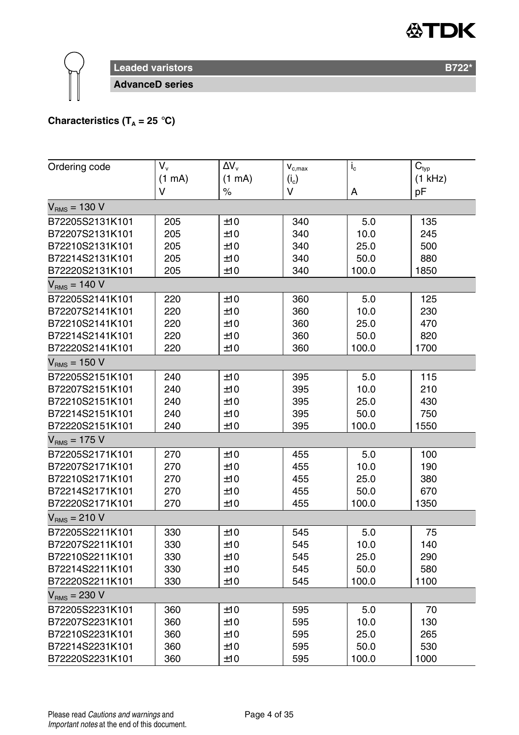## Leaded varistors

**B722***

**AdvanceD series**

**Characteristics ($T_A$ = 25 °C)**

| Ordering code | $V_v$ (1 mA) V | $\Delta V_v$ (1 mA) % | $v_{c,max}$ ($i_c$) V | $i_c$ A | $C_{typ}$ (1 kHz) pF |
|---|---|---|---|---|---|
| $V_{RMS}$ = 130 V | | | | | |
| B72205S2131K101 | 205 | ±10 | 340 | 5.0 | 135 |
| B72207S2131K101 | 205 | ±10 | 340 | 10.0 | 245 |
| B72210S2131K101 | 205 | ±10 | 340 | 25.0 | 500 |
| B72214S2131K101 | 205 | ±10 | 340 | 50.0 | 880 |
| B72220S2131K101 | 205 | ±10 | 340 | 100.0 | 1850 |
| $V_{RMS}$ = 140 V | | | | | |
| B72205S2141K101 | 220 | ±10 | 360 | 5.0 | 125 |
| B72207S2141K101 | 220 | ±10 | 360 | 10.0 | 230 |
| B72210S2141K101 | 220 | ±10 | 360 | 25.0 | 470 |
| B72214S2141K101 | 220 | ±10 | 360 | 50.0 | 820 |
| B72220S2141K101 | 220 | ±10 | 360 | 100.0 | 1700 |
| $V_{RMS}$ = 150 V | | | | | |
| B72205S2151K101 | 240 | ±10 | 395 | 5.0 | 115 |
| B72207S2151K101 | 240 | ±10 | 395 | 10.0 | 210 |
| B72210S2151K101 | 240 | ±10 | 395 | 25.0 | 430 |
| B72214S2151K101 | 240 | ±10 | 395 | 50.0 | 750 |
| B72220S2151K101 | 240 | ±10 | 395 | 100.0 | 1550 |
| $V_{RMS}$ = 175 V | | | | | |
| B72205S2171K101 | 270 | ±10 | 455 | 5.0 | 100 |
| B72207S2171K101 | 270 | ±10 | 455 | 10.0 | 190 |
| B72210S2171K101 | 270 | ±10 | 455 | 25.0 | 380 |
| B72214S2171K101 | 270 | ±10 | 455 | 50.0 | 670 |
| B72220S2171K101 | 270 | ±10 | 455 | 100.0 | 1350 |
| $V_{RMS}$ = 210 V | | | | | |
| B72205S2211K101 | 330 | ±10 | 545 | 5.0 | 75 |
| B72207S2211K101 | 330 | ±10 | 545 | 10.0 | 140 |
| B72210S2211K101 | 330 | ±10 | 545 | 25.0 | 290 |
| B72214S2211K101 | 330 | ±10 | 545 | 50.0 | 580 |
| B72220S2211K101 | 330 | ±10 | 545 | 100.0 | 1100 |
| $V_{RMS}$ = 230 V | | | | | |
| B72205S2231K101 | 360 | ±10 | 595 | 5.0 | 70 |
| B72207S2231K101 | 360 | ±10 | 595 | 10.0 | 130 |
| B72210S2231K101 | 360 | ±10 | 595 | 25.0 | 265 |
| B72214S2231K101 | 360 | ±10 | 595 | 50.0 | 530 |
| B72220S2231K101 | 360 | ±10 | 595 | 100.0 | 1000 |

Please read *Cautions and warnings* and *Important notes* at the end of this document.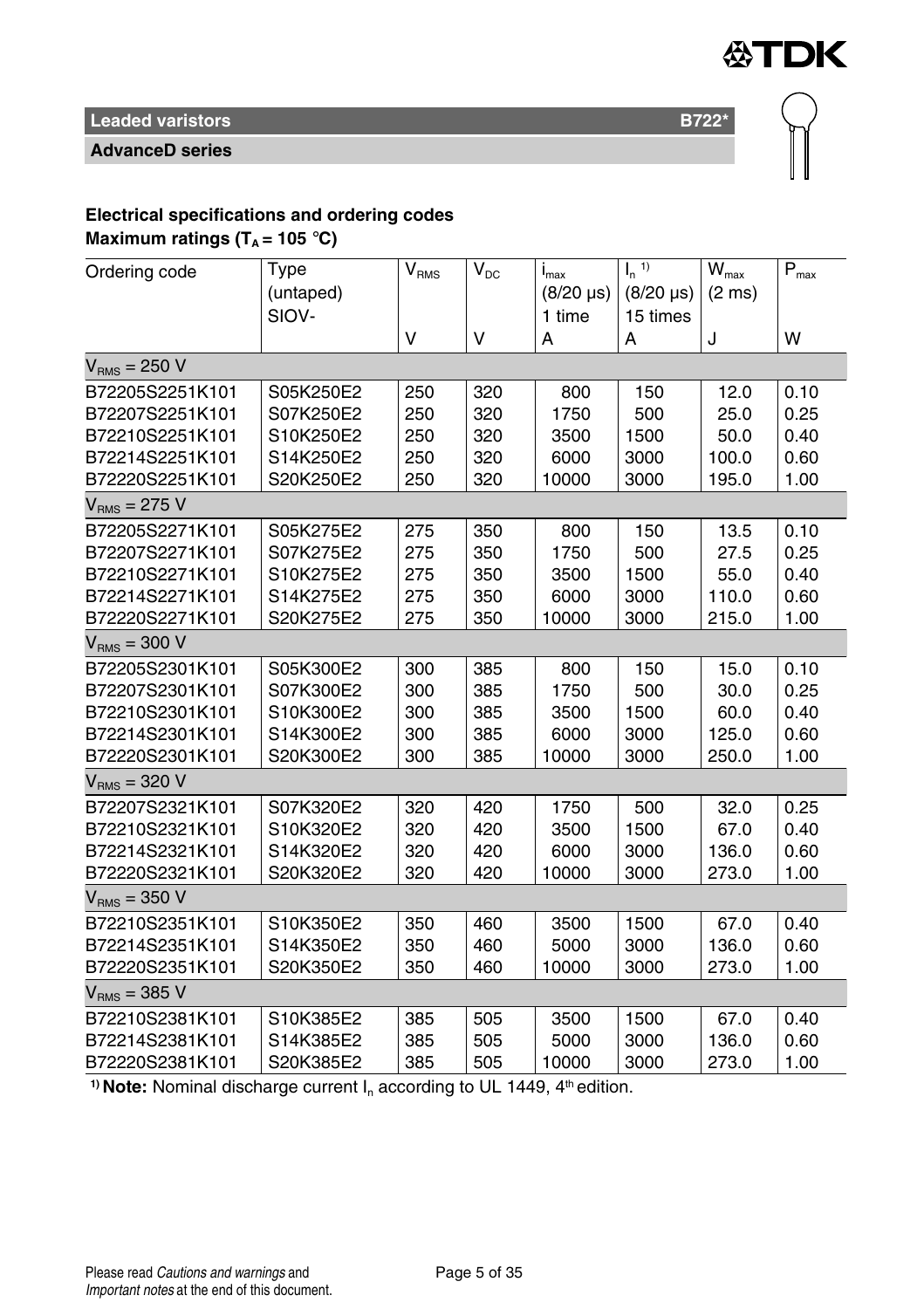**Leaded varistors** **B722***

**AdvanceD series**

**Electrical specifications and ordering codes**
**Maximum ratings ($T_A$ = 105 °C)**

| Ordering code | Type (untaped) SIOV- | $V_{RMS}$ V | $V_{DC}$ V | $i_{max}$ (8/20 µs) 1 time A | $I_n$ [1] (8/20 µs) 15 times A | $W_{max}$ (2 ms) J | $P_{max}$ W |
|---|---|---|---|---|---|---|---|
| **$V_{RMS}$ = 250 V** | | | | | | | |
| B72205S2251K101 | S05K250E2 | 250 | 320 | 800 | 150 | 12.0 | 0.10 |
| B72207S2251K101 | S07K250E2 | 250 | 320 | 1750 | 500 | 25.0 | 0.25 |
| B72210S2251K101 | S10K250E2 | 250 | 320 | 3500 | 1500 | 50.0 | 0.40 |
| B72214S2251K101 | S14K250E2 | 250 | 320 | 6000 | 3000 | 100.0 | 0.60 |
| B72220S2251K101 | S20K250E2 | 250 | 320 | 10000 | 3000 | 195.0 | 1.00 |
| **$V_{RMS}$ = 275 V** | | | | | | | |
| B72205S2271K101 | S05K275E2 | 275 | 350 | 800 | 150 | 13.5 | 0.10 |
| B72207S2271K101 | S07K275E2 | 275 | 350 | 1750 | 500 | 27.5 | 0.25 |
| B72210S2271K101 | S10K275E2 | 275 | 350 | 3500 | 1500 | 55.0 | 0.40 |
| B72214S2271K101 | S14K275E2 | 275 | 350 | 6000 | 3000 | 110.0 | 0.60 |
| B72220S2271K101 | S20K275E2 | 275 | 350 | 10000 | 3000 | 215.0 | 1.00 |
| **$V_{RMS}$ = 300 V** | | | | | | | |
| B72205S2301K101 | S05K300E2 | 300 | 385 | 800 | 150 | 15.0 | 0.10 |
| B72207S2301K101 | S07K300E2 | 300 | 385 | 1750 | 500 | 30.0 | 0.25 |
| B72210S2301K101 | S10K300E2 | 300 | 385 | 3500 | 1500 | 60.0 | 0.40 |
| B72214S2301K101 | S14K300E2 | 300 | 385 | 6000 | 3000 | 125.0 | 0.60 |
| B72220S2301K101 | S20K300E2 | 300 | 385 | 10000 | 3000 | 250.0 | 1.00 |
| **$V_{RMS}$ = 320 V** | | | | | | | |
| B72207S2321K101 | S07K320E2 | 320 | 420 | 1750 | 500 | 32.0 | 0.25 |
| B72210S2321K101 | S10K320E2 | 320 | 420 | 3500 | 1500 | 67.0 | 0.40 |
| B72214S2321K101 | S14K320E2 | 320 | 420 | 6000 | 3000 | 136.0 | 0.60 |
| B72220S2321K101 | S20K320E2 | 320 | 420 | 10000 | 3000 | 273.0 | 1.00 |
| **$V_{RMS}$ = 350 V** | | | | | | | |
| B72210S2351K101 | S10K350E2 | 350 | 460 | 3500 | 1500 | 67.0 | 0.40 |
| B72214S2351K101 | S14K350E2 | 350 | 460 | 5000 | 3000 | 136.0 | 0.60 |
| B72220S2351K101 | S20K350E2 | 350 | 460 | 10000 | 3000 | 273.0 | 1.00 |
| **$V_{RMS}$ = 385 V** | | | | | | | |
| B72210S2381K101 | S10K385E2 | 385 | 505 | 3500 | 1500 | 67.0 | 0.40 |
| B72214S2381K101 | S14K385E2 | 385 | 505 | 5000 | 3000 | 136.0 | 0.60 |
| B72220S2381K101 | S20K385E2 | 385 | 505 | 10000 | 3000 | 273.0 | 1.00 |

[1] **Note:** Nominal discharge current $I_n$ according to UL 1449, 4th edition.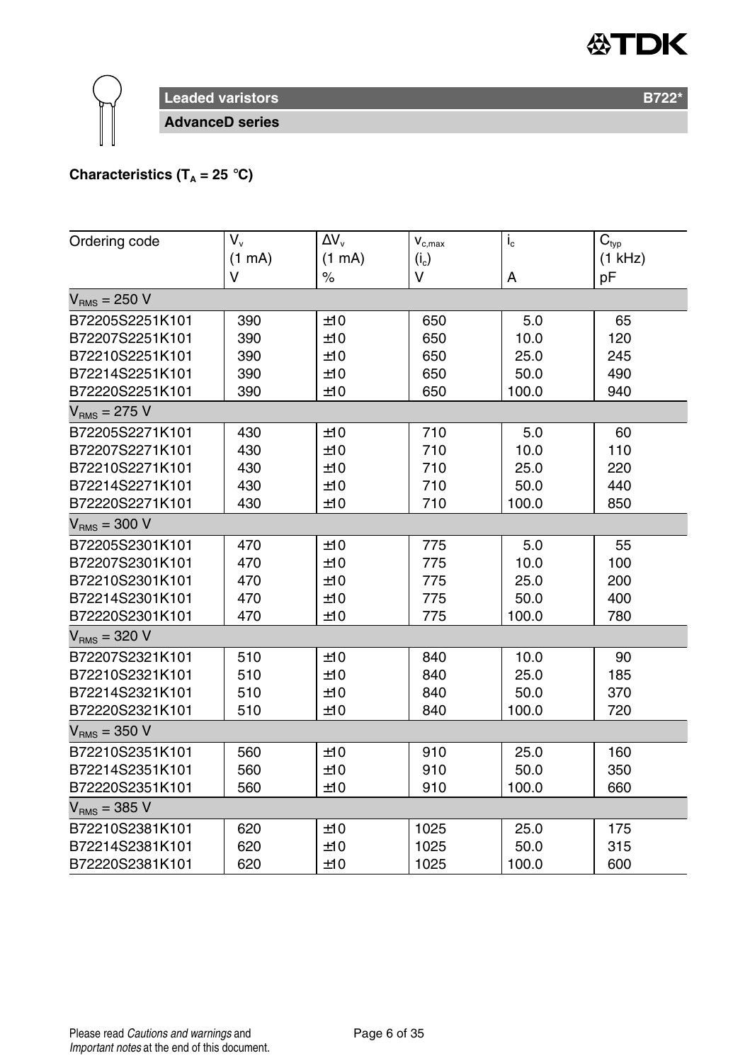**Leaded varistors** **B722***

**AdvanceD series**

**Characteristics ($T_A$ = 25 °C)**

| Ordering code | $V_v$ (1 mA) V | $\Delta V_v$ (1 mA) % | $v_{c,max}$ ($i_c$) V | $i_c$ A | $C_{typ}$ (1 kHz) pF |
|---|---|---|---|---|---|
| $V_{RMS}$ = 250 V | | | | | |
| B72205S2251K101 | 390 | ±10 | 650 | 5.0 | 65 |
| B72207S2251K101 | 390 | ±10 | 650 | 10.0 | 120 |
| B72210S2251K101 | 390 | ±10 | 650 | 25.0 | 245 |
| B72214S2251K101 | 390 | ±10 | 650 | 50.0 | 490 |
| B72220S2251K101 | 390 | ±10 | 650 | 100.0 | 940 |
| $V_{RMS}$ = 275 V | | | | | |
| B72205S2271K101 | 430 | ±10 | 710 | 5.0 | 60 |
| B72207S2271K101 | 430 | ±10 | 710 | 10.0 | 110 |
| B72210S2271K101 | 430 | ±10 | 710 | 25.0 | 220 |
| B72214S2271K101 | 430 | ±10 | 710 | 50.0 | 440 |
| B72220S2271K101 | 430 | ±10 | 710 | 100.0 | 850 |
| $V_{RMS}$ = 300 V | | | | | |
| B72205S2301K101 | 470 | ±10 | 775 | 5.0 | 55 |
| B72207S2301K101 | 470 | ±10 | 775 | 10.0 | 100 |
| B72210S2301K101 | 470 | ±10 | 775 | 25.0 | 200 |
| B72214S2301K101 | 470 | ±10 | 775 | 50.0 | 400 |
| B72220S2301K101 | 470 | ±10 | 775 | 100.0 | 780 |
| $V_{RMS}$ = 320 V | | | | | |
| B72207S2321K101 | 510 | ±10 | 840 | 10.0 | 90 |
| B72210S2321K101 | 510 | ±10 | 840 | 25.0 | 185 |
| B72214S2321K101 | 510 | ±10 | 840 | 50.0 | 370 |
| B72220S2321K101 | 510 | ±10 | 840 | 100.0 | 720 |
| $V_{RMS}$ = 350 V | | | | | |
| B72210S2351K101 | 560 | ±10 | 910 | 25.0 | 160 |
| B72214S2351K101 | 560 | ±10 | 910 | 50.0 | 350 |
| B72220S2351K101 | 560 | ±10 | 910 | 100.0 | 660 |
| $V_{RMS}$ = 385 V | | | | | |
| B72210S2381K101 | 620 | ±10 | 1025 | 25.0 | 175 |
| B72214S2381K101 | 620 | ±10 | 1025 | 50.0 | 315 |
| B72220S2381K101 | 620 | ±10 | 1025 | 100.0 | 600 |

Please read *Cautions and warnings* and *Important notes* at the end of this document.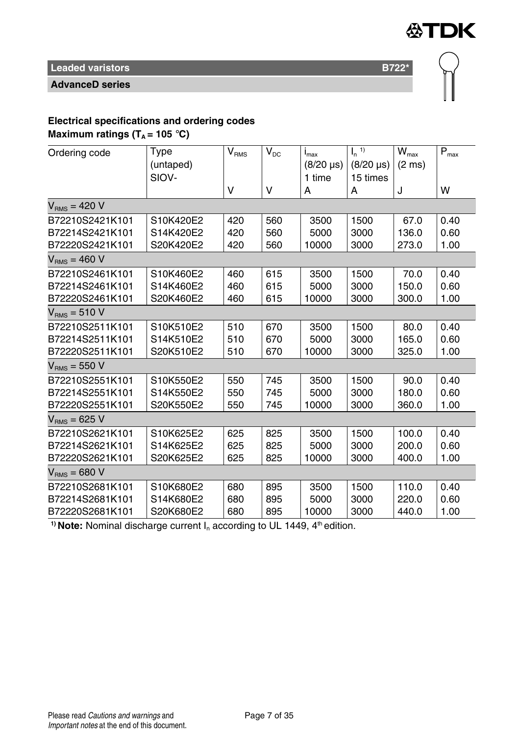**Leaded varistors** **B722***

**AdvanceD series**

**Electrical specifications and ordering codes**
**Maximum ratings ($T_A$ = 105 °C)**

| Ordering code | Type (untaped) SIOV- | $V_{RMS}$ V | $V_{DC}$ V | $i_{max}$ (8/20 µs) 1 time A | $I_n$ [1] (8/20 µs) 15 times A | $W_{max}$ (2 ms) J | $P_{max}$ W |
|---|---|---|---|---|---|---|---|
| $V_{RMS}$ = 420 V | | | | | | | |
| B72210S2421K101 | S10K420E2 | 420 | 560 | 3500 | 1500 | 67.0 | 0.40 |
| B72214S2421K101 | S14K420E2 | 420 | 560 | 5000 | 3000 | 136.0 | 0.60 |
| B72220S2421K101 | S20K420E2 | 420 | 560 | 10000 | 3000 | 273.0 | 1.00 |
| $V_{RMS}$ = 460 V | | | | | | | |
| B72210S2461K101 | S10K460E2 | 460 | 615 | 3500 | 1500 | 70.0 | 0.40 |
| B72214S2461K101 | S14K460E2 | 460 | 615 | 5000 | 3000 | 150.0 | 0.60 |
| B72220S2461K101 | S20K460E2 | 460 | 615 | 10000 | 3000 | 300.0 | 1.00 |
| $V_{RMS}$ = 510 V | | | | | | | |
| B72210S2511K101 | S10K510E2 | 510 | 670 | 3500 | 1500 | 80.0 | 0.40 |
| B72214S2511K101 | S14K510E2 | 510 | 670 | 5000 | 3000 | 165.0 | 0.60 |
| B72220S2511K101 | S20K510E2 | 510 | 670 | 10000 | 3000 | 325.0 | 1.00 |
| $V_{RMS}$ = 550 V | | | | | | | |
| B72210S2551K101 | S10K550E2 | 550 | 745 | 3500 | 1500 | 90.0 | 0.40 |
| B72214S2551K101 | S14K550E2 | 550 | 745 | 5000 | 3000 | 180.0 | 0.60 |
| B72220S2551K101 | S20K550E2 | 550 | 745 | 10000 | 3000 | 360.0 | 1.00 |
| $V_{RMS}$ = 625 V | | | | | | | |
| B72210S2621K101 | S10K625E2 | 625 | 825 | 3500 | 1500 | 100.0 | 0.40 |
| B72214S2621K101 | S14K625E2 | 625 | 825 | 5000 | 3000 | 200.0 | 0.60 |
| B72220S2621K101 | S20K625E2 | 625 | 825 | 10000 | 3000 | 400.0 | 1.00 |
| $V_{RMS}$ = 680 V | | | | | | | |
| B72210S2681K101 | S10K680E2 | 680 | 895 | 3500 | 1500 | 110.0 | 0.40 |
| B72214S2681K101 | S14K680E2 | 680 | 895 | 5000 | 3000 | 220.0 | 0.60 |
| B72220S2681K101 | S20K680E2 | 680 | 895 | 10000 | 3000 | 440.0 | 1.00 |

[1] **Note:** Nominal discharge current $I_n$ according to UL 1449, 4th edition.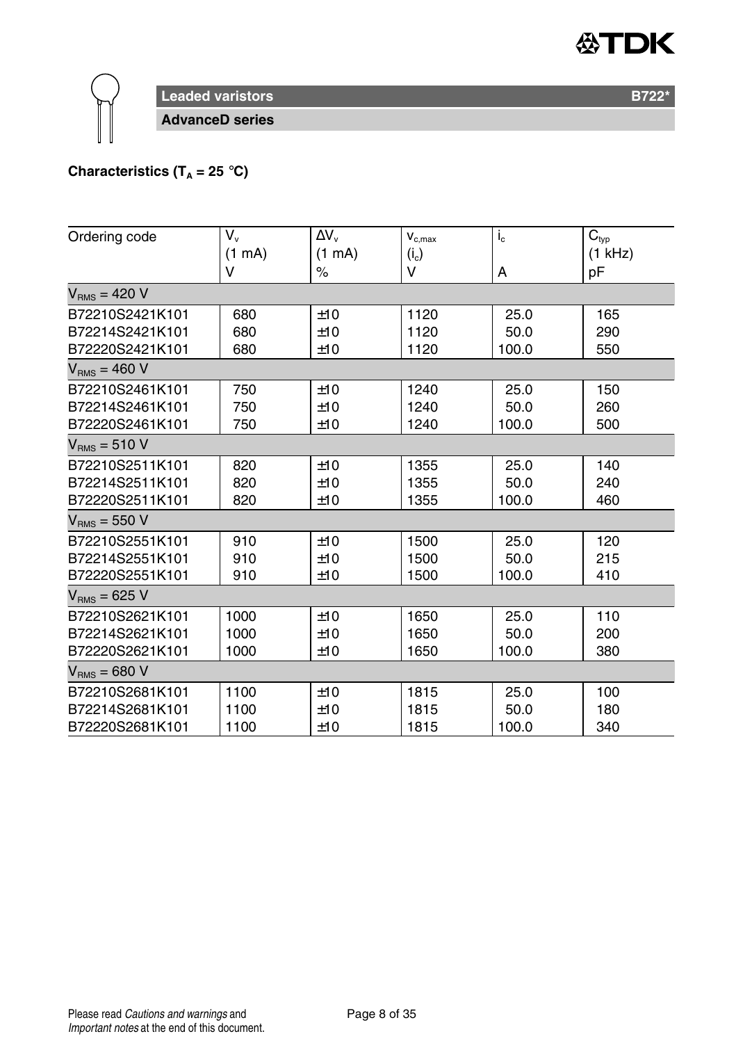## Leaded varistors

### AdvanceD series

**Characteristics ($T_A$ = 25 °C)**

| Ordering code | $V_v$ (1 mA) V | $\Delta V_v$ (1 mA) % | $v_{c,max}$ ($i_c$) V | $i_c$ A | $C_{typ}$ (1 kHz) pF |
|---|---|---|---|---|---|
| $V_{RMS}$ = 420 V | | | | | |
| B72210S2421K101 | 680 | ±10 | 1120 | 25.0 | 165 |
| B72214S2421K101 | 680 | ±10 | 1120 | 50.0 | 290 |
| B72220S2421K101 | 680 | ±10 | 1120 | 100.0 | 550 |
| $V_{RMS}$ = 460 V | | | | | |
| B72210S2461K101 | 750 | ±10 | 1240 | 25.0 | 150 |
| B72214S2461K101 | 750 | ±10 | 1240 | 50.0 | 260 |
| B72220S2461K101 | 750 | ±10 | 1240 | 100.0 | 500 |
| $V_{RMS}$ = 510 V | | | | | |
| B72210S2511K101 | 820 | ±10 | 1355 | 25.0 | 140 |
| B72214S2511K101 | 820 | ±10 | 1355 | 50.0 | 240 |
| B72220S2511K101 | 820 | ±10 | 1355 | 100.0 | 460 |
| $V_{RMS}$ = 550 V | | | | | |
| B72210S2551K101 | 910 | ±10 | 1500 | 25.0 | 120 |
| B72214S2551K101 | 910 | ±10 | 1500 | 50.0 | 215 |
| B72220S2551K101 | 910 | ±10 | 1500 | 100.0 | 410 |
| $V_{RMS}$ = 625 V | | | | | |
| B72210S2621K101 | 1000 | ±10 | 1650 | 25.0 | 110 |
| B72214S2621K101 | 1000 | ±10 | 1650 | 50.0 | 200 |
| B72220S2621K101 | 1000 | ±10 | 1650 | 100.0 | 380 |
| $V_{RMS}$ = 680 V | | | | | |
| B72210S2681K101 | 1100 | ±10 | 1815 | 25.0 | 100 |
| B72214S2681K101 | 1100 | ±10 | 1815 | 50.0 | 180 |
| B72220S2681K101 | 1100 | ±10 | 1815 | 100.0 | 340 |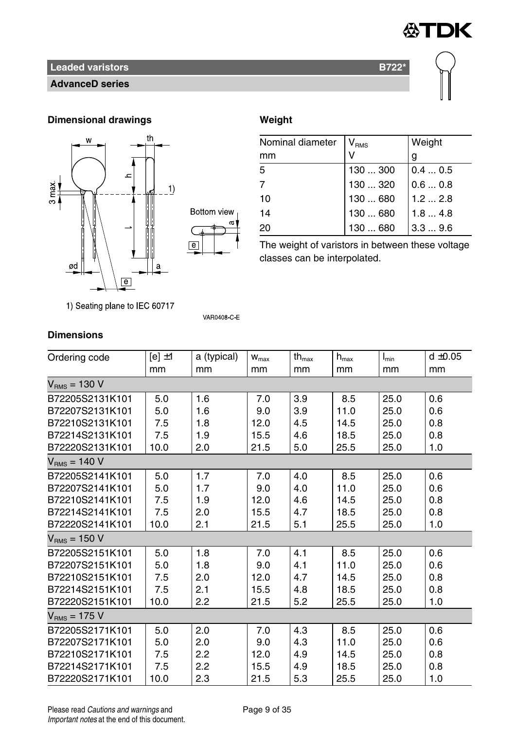## Leaded varistors B722*

### AdvanceD series

### Dimensional drawings

1) Seating plane to IEC 60717

VAR0408-C-E

### Weight

| Nominal diameter mm | $V_{RMS}$ V | Weight g |
|---|---|---|
| 5 | 130 ... 300 | 0.4 ... 0.5 |
| 7 | 130 ... 320 | 0.6 ... 0.8 |
| 10 | 130 ... 680 | 1.2 ... 2.8 |
| 14 | 130 ... 680 | 1.8 ... 4.8 |
| 20 | 130 ... 680 | 3.3 ... 9.6 |

The weight of varistors in between these voltage classes can be interpolated.

### Dimensions

| Ordering code | [e] ±1 mm | a (typical) mm | $w_{max}$ mm | $th_{max}$ mm | $h_{max}$ mm | $l_{min}$ mm | d ±0.05 mm |
|---|---|---|---|---|---|---|---|
| $V_{RMS}$ = 130 V | | | | | | | |
| B72205S2131K101 | 5.0 | 1.6 | 7.0 | 3.9 | 8.5 | 25.0 | 0.6 |
| B72207S2131K101 | 5.0 | 1.6 | 9.0 | 3.9 | 11.0 | 25.0 | 0.6 |
| B72210S2131K101 | 7.5 | 1.8 | 12.0 | 4.5 | 14.5 | 25.0 | 0.8 |
| B72214S2131K101 | 7.5 | 1.9 | 15.5 | 4.6 | 18.5 | 25.0 | 0.8 |
| B72220S2131K101 | 10.0 | 2.0 | 21.5 | 5.0 | 25.5 | 25.0 | 1.0 |
| $V_{RMS}$ = 140 V | | | | | | | |
| B72205S2141K101 | 5.0 | 1.7 | 7.0 | 4.0 | 8.5 | 25.0 | 0.6 |
| B72207S2141K101 | 5.0 | 1.7 | 9.0 | 4.0 | 11.0 | 25.0 | 0.6 |
| B72210S2141K101 | 7.5 | 1.9 | 12.0 | 4.6 | 14.5 | 25.0 | 0.8 |
| B72214S2141K101 | 7.5 | 2.0 | 15.5 | 4.7 | 18.5 | 25.0 | 0.8 |
| B72220S2141K101 | 10.0 | 2.1 | 21.5 | 5.1 | 25.5 | 25.0 | 1.0 |
| $V_{RMS}$ = 150 V | | | | | | | |
| B72205S2151K101 | 5.0 | 1.8 | 7.0 | 4.1 | 8.5 | 25.0 | 0.6 |
| B72207S2151K101 | 5.0 | 1.8 | 9.0 | 4.1 | 11.0 | 25.0 | 0.6 |
| B72210S2151K101 | 7.5 | 2.0 | 12.0 | 4.7 | 14.5 | 25.0 | 0.8 |
| B72214S2151K101 | 7.5 | 2.1 | 15.5 | 4.8 | 18.5 | 25.0 | 0.8 |
| B72220S2151K101 | 10.0 | 2.2 | 21.5 | 5.2 | 25.5 | 25.0 | 1.0 |
| $V_{RMS}$ = 175 V | | | | | | | |
| B72205S2171K101 | 5.0 | 2.0 | 7.0 | 4.3 | 8.5 | 25.0 | 0.6 |
| B72207S2171K101 | 5.0 | 2.0 | 9.0 | 4.3 | 11.0 | 25.0 | 0.6 |
| B72210S2171K101 | 7.5 | 2.2 | 12.0 | 4.9 | 14.5 | 25.0 | 0.8 |
| B72214S2171K101 | 7.5 | 2.2 | 15.5 | 4.9 | 18.5 | 25.0 | 0.8 |
| B72220S2171K101 | 10.0 | 2.3 | 21.5 | 5.3 | 25.5 | 25.0 | 1.0 |

Please read *Cautions and warnings* and *Important notes* at the end of this document.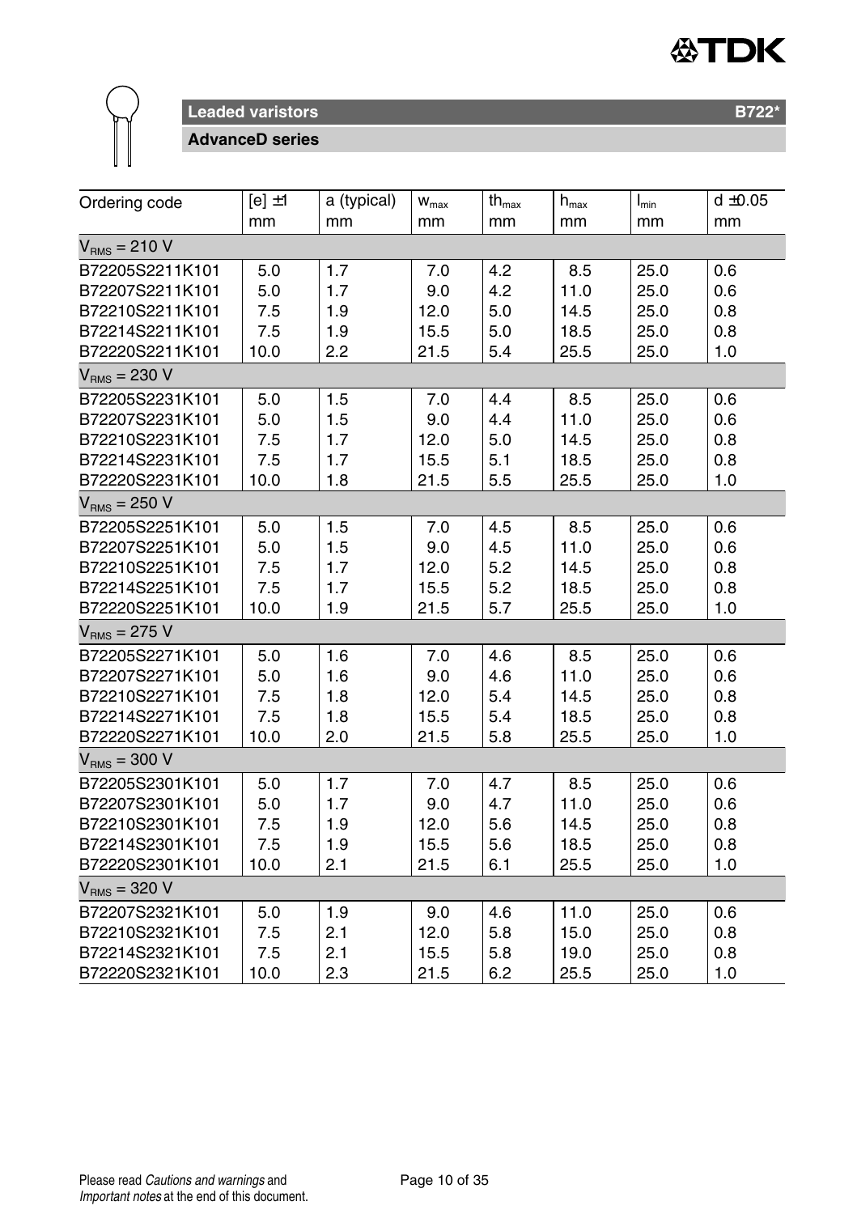## Leaded varistors

**AdvanceD series**

| Ordering code | [e] ±1<br>mm | a (typical)<br>mm | $w_{max}$<br>mm | $th_{max}$<br>mm | $h_{max}$<br>mm | $l_{min}$<br>mm | d ±0.05<br>mm |
|---|---|---|---|---|---|---|---|
| $V_{RMS}$ = 210 V | | | | | | | |
| B72205S2211K101 | 5.0 | 1.7 | 7.0 | 4.2 | 8.5 | 25.0 | 0.6 |
| B72207S2211K101 | 5.0 | 1.7 | 9.0 | 4.2 | 11.0 | 25.0 | 0.6 |
| B72210S2211K101 | 7.5 | 1.9 | 12.0 | 5.0 | 14.5 | 25.0 | 0.8 |
| B72214S2211K101 | 7.5 | 1.9 | 15.5 | 5.0 | 18.5 | 25.0 | 0.8 |
| B72220S2211K101 | 10.0 | 2.2 | 21.5 | 5.4 | 25.5 | 25.0 | 1.0 |
| $V_{RMS}$ = 230 V | | | | | | | |
| B72205S2231K101 | 5.0 | 1.5 | 7.0 | 4.4 | 8.5 | 25.0 | 0.6 |
| B72207S2231K101 | 5.0 | 1.5 | 9.0 | 4.4 | 11.0 | 25.0 | 0.6 |
| B72210S2231K101 | 7.5 | 1.7 | 12.0 | 5.0 | 14.5 | 25.0 | 0.8 |
| B72214S2231K101 | 7.5 | 1.7 | 15.5 | 5.1 | 18.5 | 25.0 | 0.8 |
| B72220S2231K101 | 10.0 | 1.8 | 21.5 | 5.5 | 25.5 | 25.0 | 1.0 |
| $V_{RMS}$ = 250 V | | | | | | | |
| B72205S2251K101 | 5.0 | 1.5 | 7.0 | 4.5 | 8.5 | 25.0 | 0.6 |
| B72207S2251K101 | 5.0 | 1.5 | 9.0 | 4.5 | 11.0 | 25.0 | 0.6 |
| B72210S2251K101 | 7.5 | 1.7 | 12.0 | 5.2 | 14.5 | 25.0 | 0.8 |
| B72214S2251K101 | 7.5 | 1.7 | 15.5 | 5.2 | 18.5 | 25.0 | 0.8 |
| B72220S2251K101 | 10.0 | 1.9 | 21.5 | 5.7 | 25.5 | 25.0 | 1.0 |
| $V_{RMS}$ = 275 V | | | | | | | |
| B72205S2271K101 | 5.0 | 1.6 | 7.0 | 4.6 | 8.5 | 25.0 | 0.6 |
| B72207S2271K101 | 5.0 | 1.6 | 9.0 | 4.6 | 11.0 | 25.0 | 0.6 |
| B72210S2271K101 | 7.5 | 1.8 | 12.0 | 5.4 | 14.5 | 25.0 | 0.8 |
| B72214S2271K101 | 7.5 | 1.8 | 15.5 | 5.4 | 18.5 | 25.0 | 0.8 |
| B72220S2271K101 | 10.0 | 2.0 | 21.5 | 5.8 | 25.5 | 25.0 | 1.0 |
| $V_{RMS}$ = 300 V | | | | | | | |
| B72205S2301K101 | 5.0 | 1.7 | 7.0 | 4.7 | 8.5 | 25.0 | 0.6 |
| B72207S2301K101 | 5.0 | 1.7 | 9.0 | 4.7 | 11.0 | 25.0 | 0.6 |
| B72210S2301K101 | 7.5 | 1.9 | 12.0 | 5.6 | 14.5 | 25.0 | 0.8 |
| B72214S2301K101 | 7.5 | 1.9 | 15.5 | 5.6 | 18.5 | 25.0 | 0.8 |
| B72220S2301K101 | 10.0 | 2.1 | 21.5 | 6.1 | 25.5 | 25.0 | 1.0 |
| $V_{RMS}$ = 320 V | | | | | | | |
| B72207S2321K101 | 5.0 | 1.9 | 9.0 | 4.6 | 11.0 | 25.0 | 0.6 |
| B72210S2321K101 | 7.5 | 2.1 | 12.0 | 5.8 | 15.0 | 25.0 | 0.8 |
| B72214S2321K101 | 7.5 | 2.1 | 15.5 | 5.8 | 19.0 | 25.0 | 0.8 |
| B72220S2321K101 | 10.0 | 2.3 | 21.5 | 6.2 | 25.5 | 25.0 | 1.0 |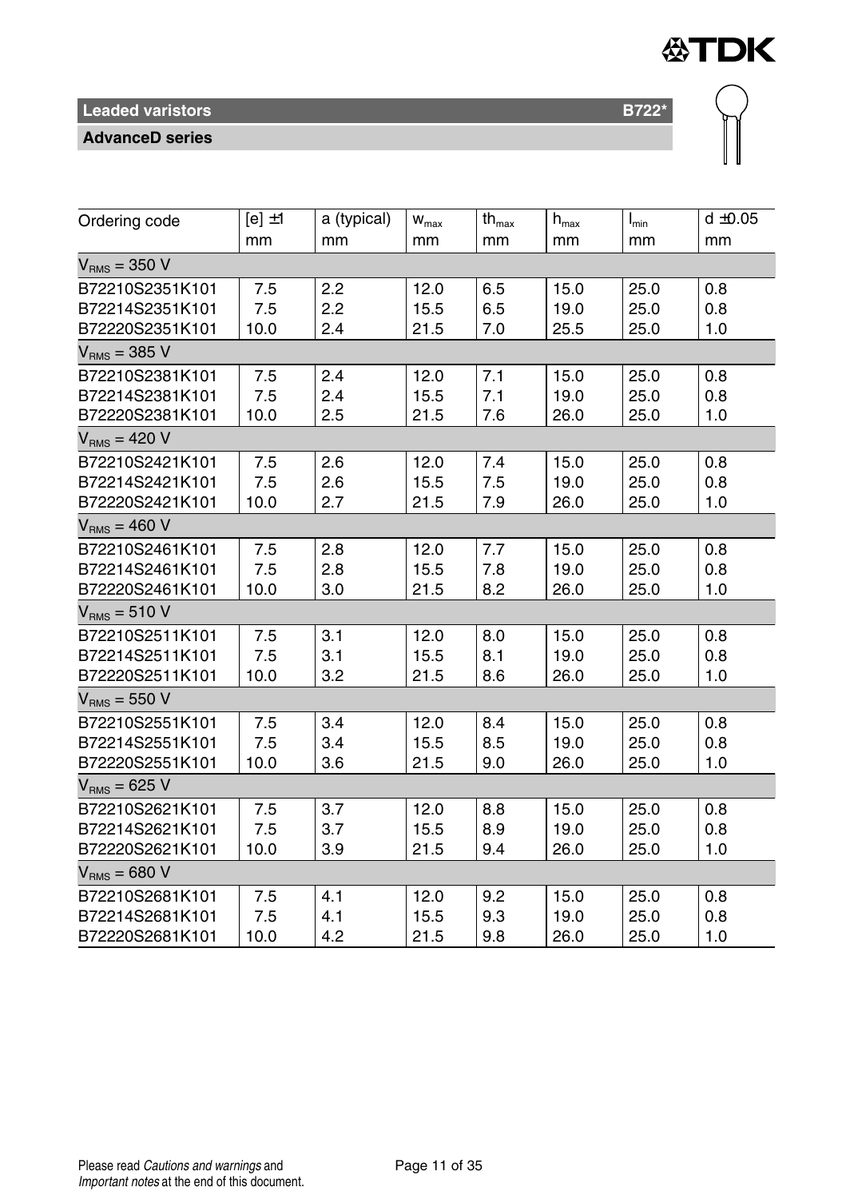**Leaded varistors** **B722***

**AdvanceD series**

| Ordering code | [e] ±1<br>mm | a (typical)<br>mm | $w_{max}$<br>mm | $th_{max}$<br>mm | $h_{max}$<br>mm | $l_{min}$<br>mm | d ±0.05<br>mm |
|---|---|---|---|---|---|---|---|
| $V_{RMS}$ = 350 V | | | | | | | |
| B72210S2351K101 | 7.5 | 2.2 | 12.0 | 6.5 | 15.0 | 25.0 | 0.8 |
| B72214S2351K101 | 7.5 | 2.2 | 15.5 | 6.5 | 19.0 | 25.0 | 0.8 |
| B72220S2351K101 | 10.0 | 2.4 | 21.5 | 7.0 | 25.5 | 25.0 | 1.0 |
| $V_{RMS}$ = 385 V | | | | | | | |
| B72210S2381K101 | 7.5 | 2.4 | 12.0 | 7.1 | 15.0 | 25.0 | 0.8 |
| B72214S2381K101 | 7.5 | 2.4 | 15.5 | 7.1 | 19.0 | 25.0 | 0.8 |
| B72220S2381K101 | 10.0 | 2.5 | 21.5 | 7.6 | 26.0 | 25.0 | 1.0 |
| $V_{RMS}$ = 420 V | | | | | | | |
| B72210S2421K101 | 7.5 | 2.6 | 12.0 | 7.4 | 15.0 | 25.0 | 0.8 |
| B72214S2421K101 | 7.5 | 2.6 | 15.5 | 7.5 | 19.0 | 25.0 | 0.8 |
| B72220S2421K101 | 10.0 | 2.7 | 21.5 | 7.9 | 26.0 | 25.0 | 1.0 |
| $V_{RMS}$ = 460 V | | | | | | | |
| B72210S2461K101 | 7.5 | 2.8 | 12.0 | 7.7 | 15.0 | 25.0 | 0.8 |
| B72214S2461K101 | 7.5 | 2.8 | 15.5 | 7.8 | 19.0 | 25.0 | 0.8 |
| B72220S2461K101 | 10.0 | 3.0 | 21.5 | 8.2 | 26.0 | 25.0 | 1.0 |
| $V_{RMS}$ = 510 V | | | | | | | |
| B72210S2511K101 | 7.5 | 3.1 | 12.0 | 8.0 | 15.0 | 25.0 | 0.8 |
| B72214S2511K101 | 7.5 | 3.1 | 15.5 | 8.1 | 19.0 | 25.0 | 0.8 |
| B72220S2511K101 | 10.0 | 3.2 | 21.5 | 8.6 | 26.0 | 25.0 | 1.0 |
| $V_{RMS}$ = 550 V | | | | | | | |
| B72210S2551K101 | 7.5 | 3.4 | 12.0 | 8.4 | 15.0 | 25.0 | 0.8 |
| B72214S2551K101 | 7.5 | 3.4 | 15.5 | 8.5 | 19.0 | 25.0 | 0.8 |
| B72220S2551K101 | 10.0 | 3.6 | 21.5 | 9.0 | 26.0 | 25.0 | 1.0 |
| $V_{RMS}$ = 625 V | | | | | | | |
| B72210S2621K101 | 7.5 | 3.7 | 12.0 | 8.8 | 15.0 | 25.0 | 0.8 |
| B72214S2621K101 | 7.5 | 3.7 | 15.5 | 8.9 | 19.0 | 25.0 | 0.8 |
| B72220S2621K101 | 10.0 | 3.9 | 21.5 | 9.4 | 26.0 | 25.0 | 1.0 |
| $V_{RMS}$ = 680 V | | | | | | | |
| B72210S2681K101 | 7.5 | 4.1 | 12.0 | 9.2 | 15.0 | 25.0 | 0.8 |
| B72214S2681K101 | 7.5 | 4.1 | 15.5 | 9.3 | 19.0 | 25.0 | 0.8 |
| B72220S2681K101 | 10.0 | 4.2 | 21.5 | 9.8 | 26.0 | 25.0 | 1.0 |

Please read *Cautions and warnings* and *Important notes* at the end of this document.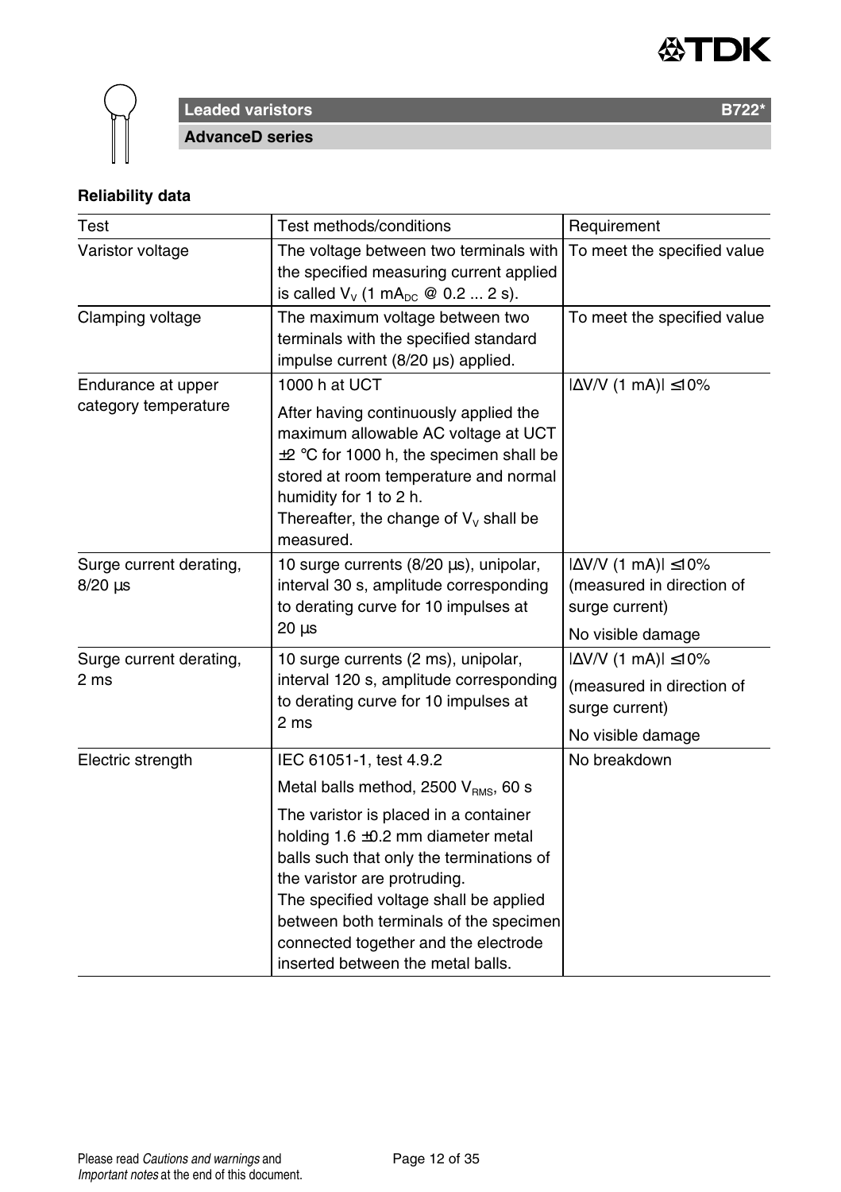**Leaded varistors** **B722***

**AdvanceD series**

**Reliability data**

| Test | Test methods/conditions | Requirement |
|---|---|---|
| Varistor voltage | The voltage between two terminals with the specified measuring current applied is called $V_V$ (1 $mA_{DC}$ @ 0.2 ... 2 s). | To meet the specified value |
| Clamping voltage | The maximum voltage between two terminals with the specified standard impulse current (8/20 µs) applied. | To meet the specified value |
| Endurance at upper category temperature | 1000 h at UCT<br>After having continuously applied the maximum allowable AC voltage at UCT ±2 °C for 1000 h, the specimen shall be stored at room temperature and normal humidity for 1 to 2 h.<br>Thereafter, the change of $V_V$ shall be measured. | $\|\Delta V/V$ (1 mA)$\| \leq 10\%$ |
| Surge current derating, 8/20 µs | 10 surge currents (8/20 µs), unipolar, interval 30 s, amplitude corresponding to derating curve for 10 impulses at 20 µs | $\|\Delta V/V$ (1 mA)$\| \leq 10\%$ (measured in direction of surge current)<br>No visible damage |
| Surge current derating, 2 ms | 10 surge currents (2 ms), unipolar, interval 120 s, amplitude corresponding to derating curve for 10 impulses at 2 ms | $\|\Delta V/V$ (1 mA)$\| \leq 10\%$<br>(measured in direction of surge current)<br>No visible damage |
| Electric strength | IEC 61051-1, test 4.9.2<br>Metal balls method, 2500 $V_{RMS}$, 60 s<br>The varistor is placed in a container holding 1.6 ±0.2 mm diameter metal balls such that only the terminations of the varistor are protruding.<br>The specified voltage shall be applied between both terminals of the specimen connected together and the electrode inserted between the metal balls. | No breakdown |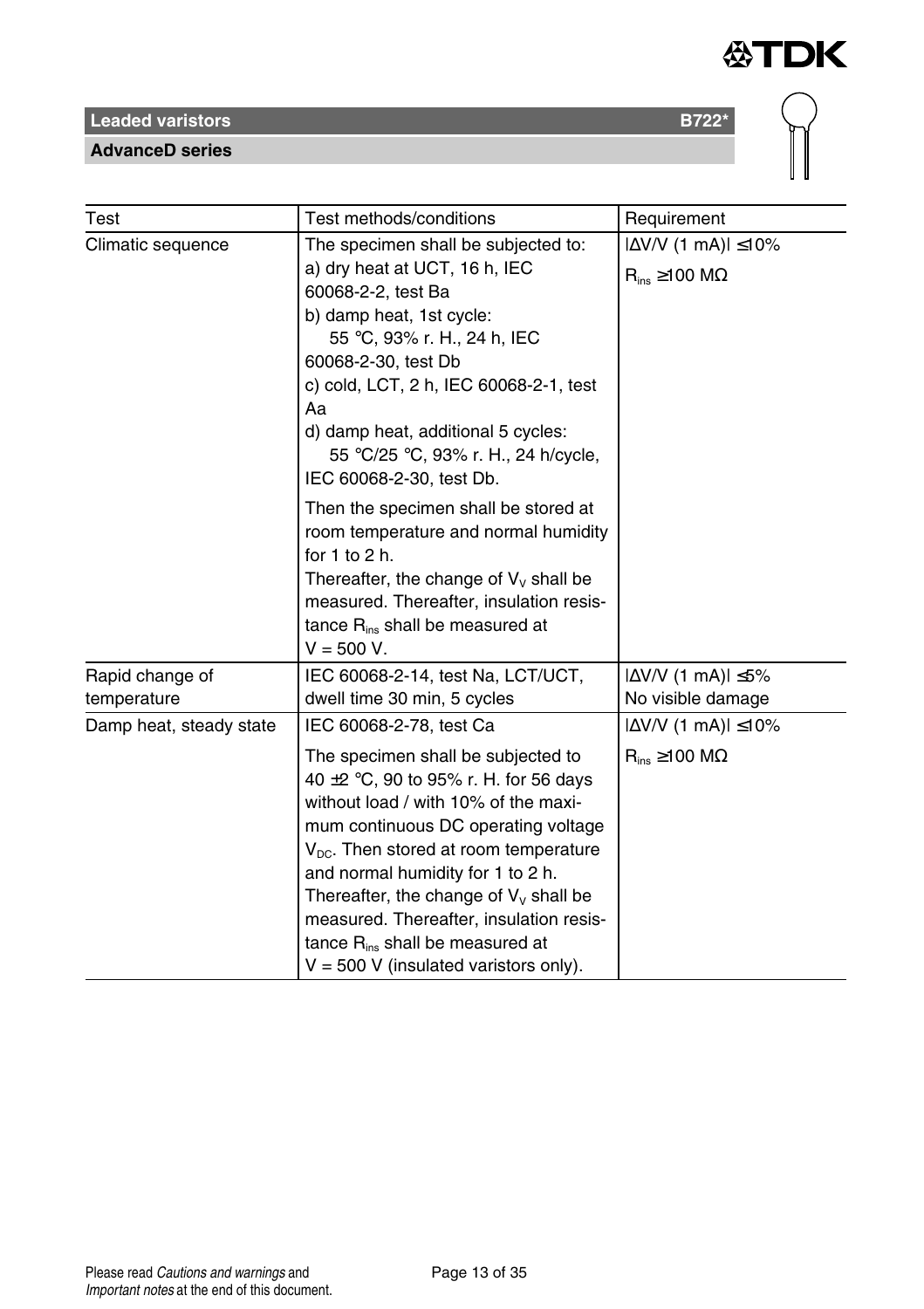| Test | Test methods/conditions | Requirement |
|---|---|---|
| Climatic sequence | The specimen shall be subjected to:<br>a) dry heat at UCT, 16 h, IEC 60068-2-2, test Ba<br>b) damp heat, 1st cycle: 55 °C, 93% r. H., 24 h, IEC 60068-2-30, test Db<br>c) cold, LCT, 2 h, IEC 60068-2-1, test Aa<br>d) damp heat, additional 5 cycles: 55 °C/25 °C, 93% r. H., 24 h/cycle, IEC 60068-2-30, test Db.<br>Then the specimen shall be stored at room temperature and normal humidity for 1 to 2 h.<br>Thereafter, the change of $V_V$ shall be measured. Thereafter, insulation resistance $R_{ins}$ shall be measured at V = 500 V. | $\|\Delta V/V\ (1\ mA)\| \leq 10\%$<br>$R_{ins} \geq 100\ M\Omega$ |
| Rapid change of temperature | IEC 60068-2-14, test Na, LCT/UCT, dwell time 30 min, 5 cycles | $\|\Delta V/V\ (1\ mA)\| \leq 5\%$<br>No visible damage |
| Damp heat, steady state | IEC 60068-2-78, test Ca<br>The specimen shall be subjected to 40 ±2 °C, 90 to 95% r. H. for 56 days without load / with 10% of the maximum continuous DC operating voltage $V_{DC}$. Then stored at room temperature and normal humidity for 1 to 2 h.<br>Thereafter, the change of $V_V$ shall be measured. Thereafter, insulation resistance $R_{ins}$ shall be measured at V = 500 V (insulated varistors only). | $\|\Delta V/V\ (1\ mA)\| \leq 10\%$<br>$R_{ins} \geq 100\ M\Omega$ |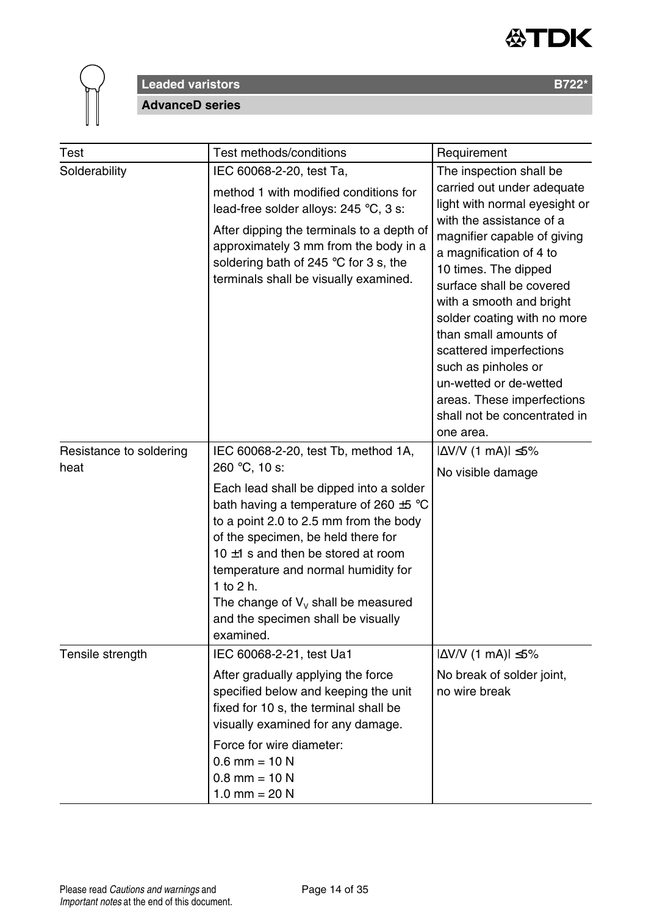| Test | Test methods/conditions | Requirement |
|---|---|---|
| Solderability | IEC 60068-2-20, test Ta,<br>method 1 with modified conditions for lead-free solder alloys: 245 °C, 3 s:<br>After dipping the terminals to a depth of approximately 3 mm from the body in a soldering bath of 245 °C for 3 s, the terminals shall be visually examined. | The inspection shall be carried out under adequate light with normal eyesight or with the assistance of a magnifier capable of giving a magnification of 4 to 10 times. The dipped surface shall be covered with a smooth and bright solder coating with no more than small amounts of scattered imperfections such as pinholes or un-wetted or de-wetted areas. These imperfections shall not be concentrated in one area. |
| Resistance to soldering heat | IEC 60068-2-20, test Tb, method 1A, 260 °C, 10 s:<br>Each lead shall be dipped into a solder bath having a temperature of 260 ±5 °C to a point 2.0 to 2.5 mm from the body of the specimen, be held there for 10 ±1 s and then be stored at room temperature and normal humidity for 1 to 2 h.<br>The change of $V_V$ shall be measured and the specimen shall be visually examined. | $\lvert \Delta V/V \text{ (1 mA)} \rvert \leq 5\%$<br>No visible damage |
| Tensile strength | IEC 60068-2-21, test Ua1<br>After gradually applying the force specified below and keeping the unit fixed for 10 s, the terminal shall be visually examined for any damage.<br>Force for wire diameter:<br>0.6 mm = 10 N<br>0.8 mm = 10 N<br>1.0 mm = 20 N | $\lvert \Delta V/V \text{ (1 mA)} \rvert \leq 5\%$<br>No break of solder joint, no wire break |

Please read *Cautions and warnings* and *Important notes* at the end of this document.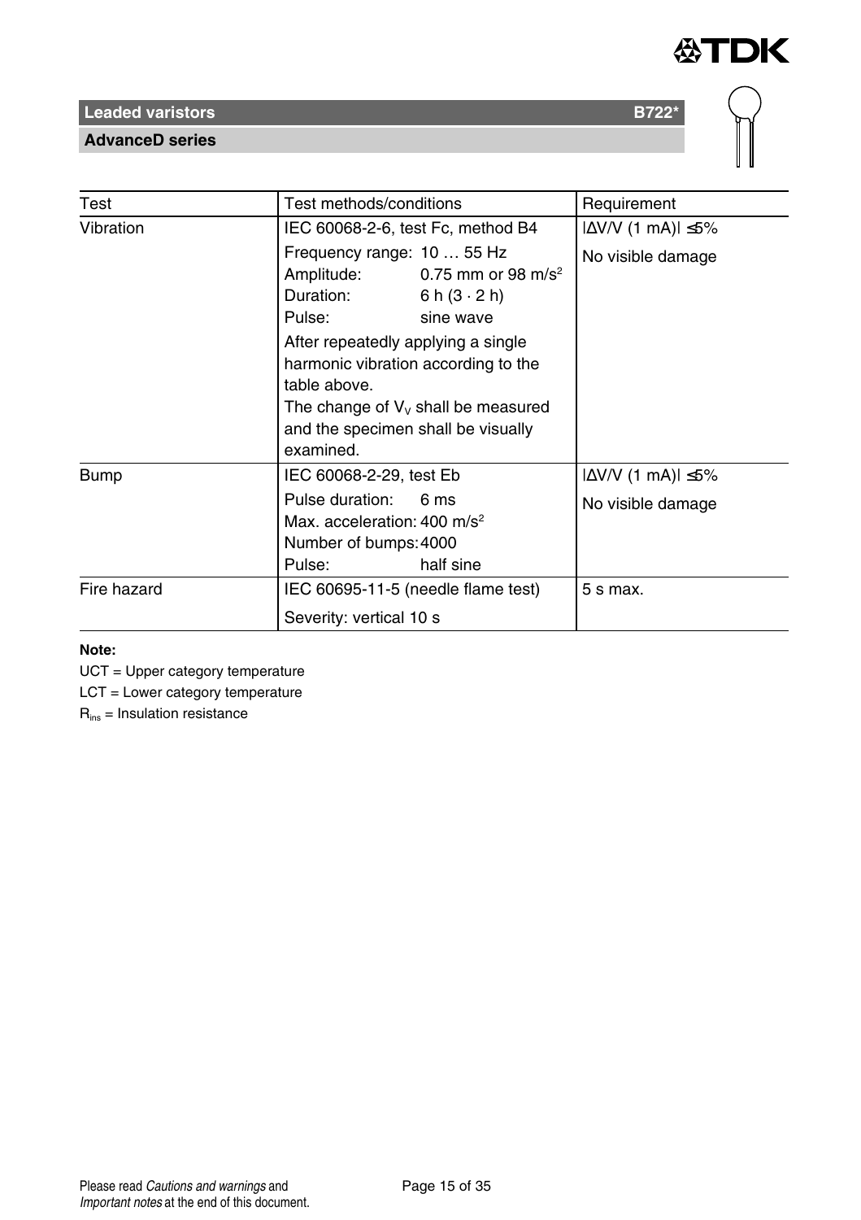| Test | Test methods/conditions | Requirement |
|---|---|---|
| Vibration | IEC 60068-2-6, test Fc, method B4<br>Frequency range: 10 … 55 Hz<br>Amplitude: 0.75 mm or 98 m/s$^2$<br>Duration: 6 h (3 · 2 h)<br>Pulse: sine wave<br>After repeatedly applying a single harmonic vibration according to the table above.<br>The change of $V_V$ shall be measured and the specimen shall be visually examined. | $\|\Delta V/V$ (1 mA)$\| \leq 5\%$<br>No visible damage |
| Bump | IEC 60068-2-29, test Eb<br>Pulse duration: 6 ms<br>Max. acceleration: 400 m/s$^2$<br>Number of bumps: 4000<br>Pulse: half sine | $\|\Delta V/V$ (1 mA)$\| \leq 5\%$<br>No visible damage |
| Fire hazard | IEC 60695-11-5 (needle flame test)<br>Severity: vertical 10 s | 5 s max. |

**Note:**

UCT = Upper category temperature

LCT = Lower category temperature

$R_{ins}$ = Insulation resistance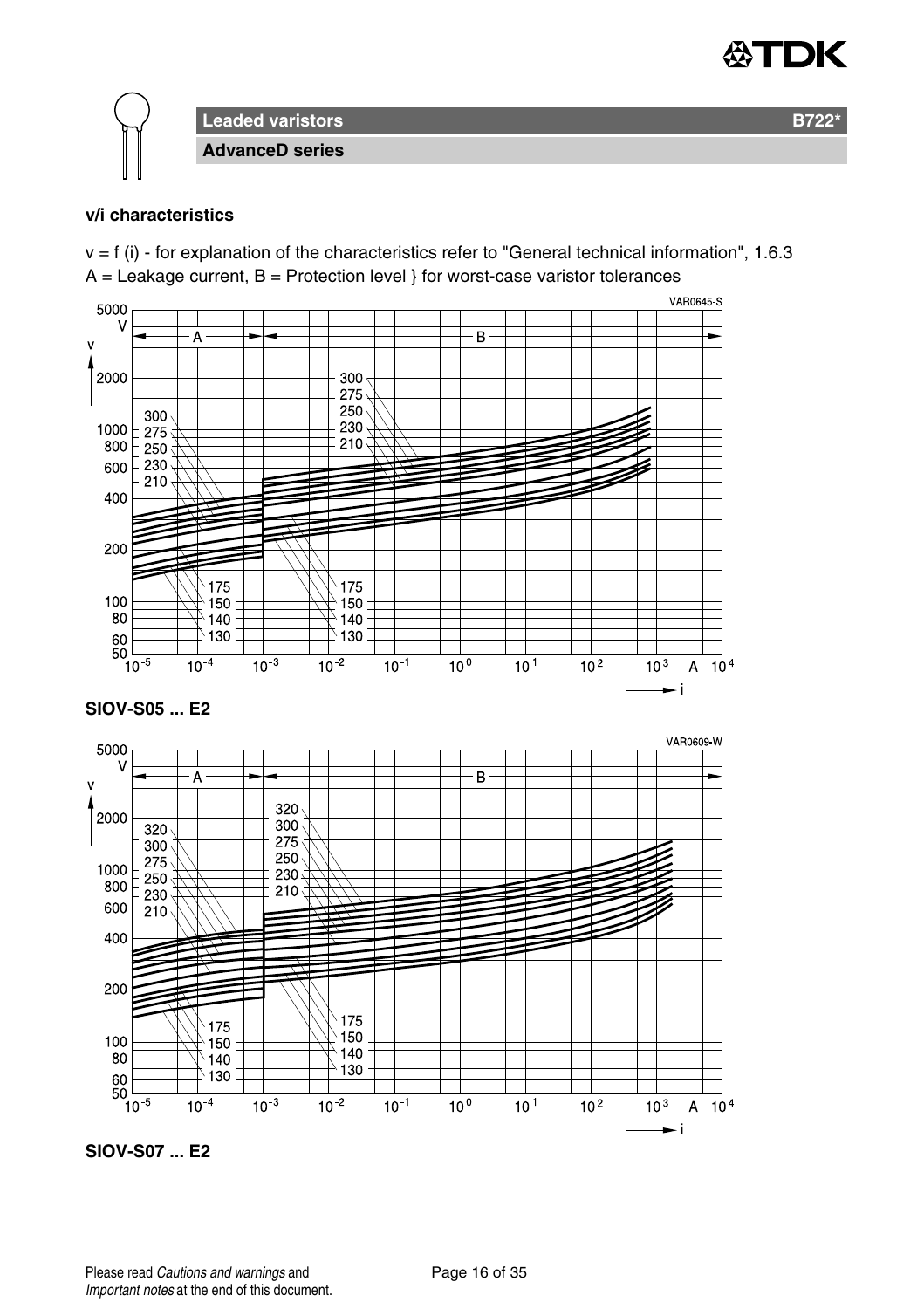## v/i characteristics

v = f (i) - for explanation of the characteristics refer to "General technical information", 1.6.3
A = Leakage current, B = Protection level } for worst-case varistor tolerances

**SIOV-S05 ... E2**

**SIOV-S07 ... E2**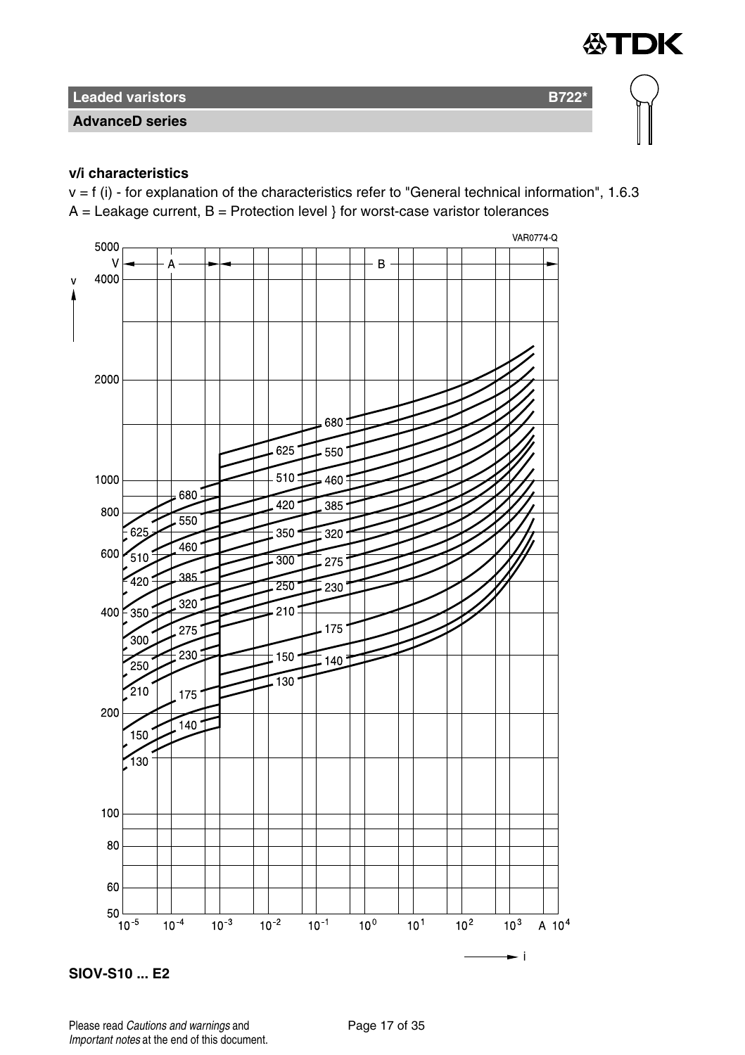**Leaded varistors** **B722***

**AdvanceD series**

**v/i characteristics**

v = f (i) - for explanation of the characteristics refer to "General technical information", 1.6.3

A = Leakage current, B = Protection level } for worst-case varistor tolerances

**SIOV-S10 ... E2**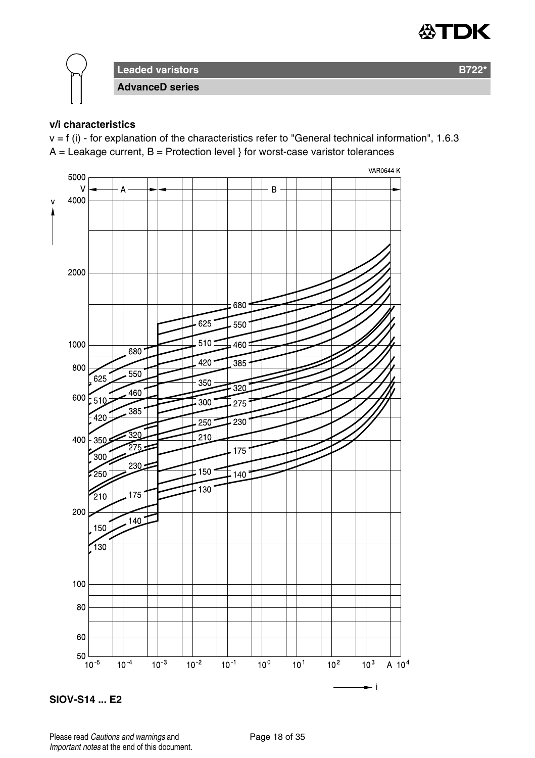**Leaded varistors** **B722***

**AdvanceD series**

**v/i characteristics**

v = f (i) - for explanation of the characteristics refer to "General technical information", 1.6.3

A = Leakage current, B = Protection level } for worst-case varistor tolerances

**SIOV-S14 ... E2**

Please read *Cautions and warnings* and *Important notes* at the end of this document.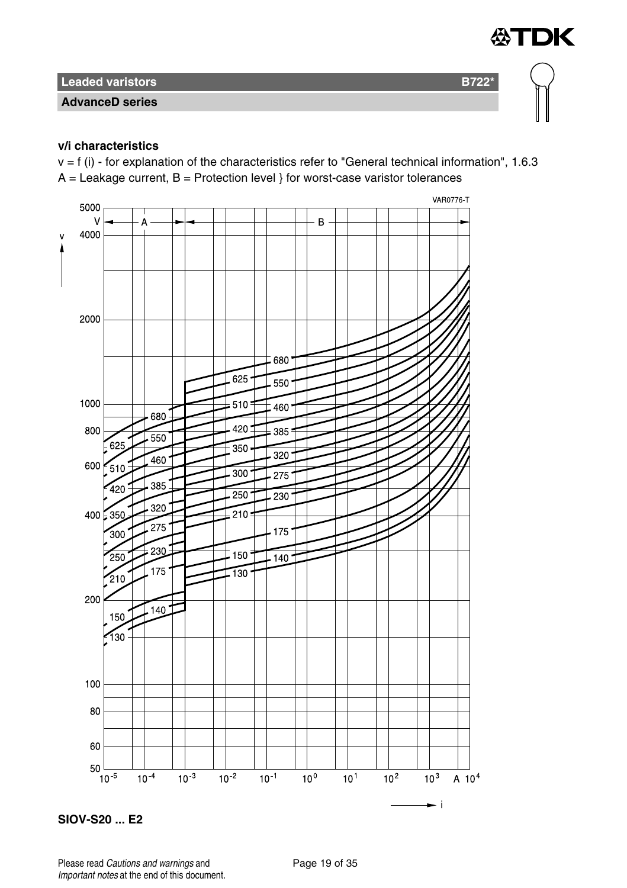## Leaded varistors B722*

### AdvanceD series

**v/i characteristics**

v = f (i) - for explanation of the characteristics refer to "General technical information", 1.6.3

A = Leakage current, B = Protection level } for worst-case varistor tolerances

**SIOV-S20 ... E2**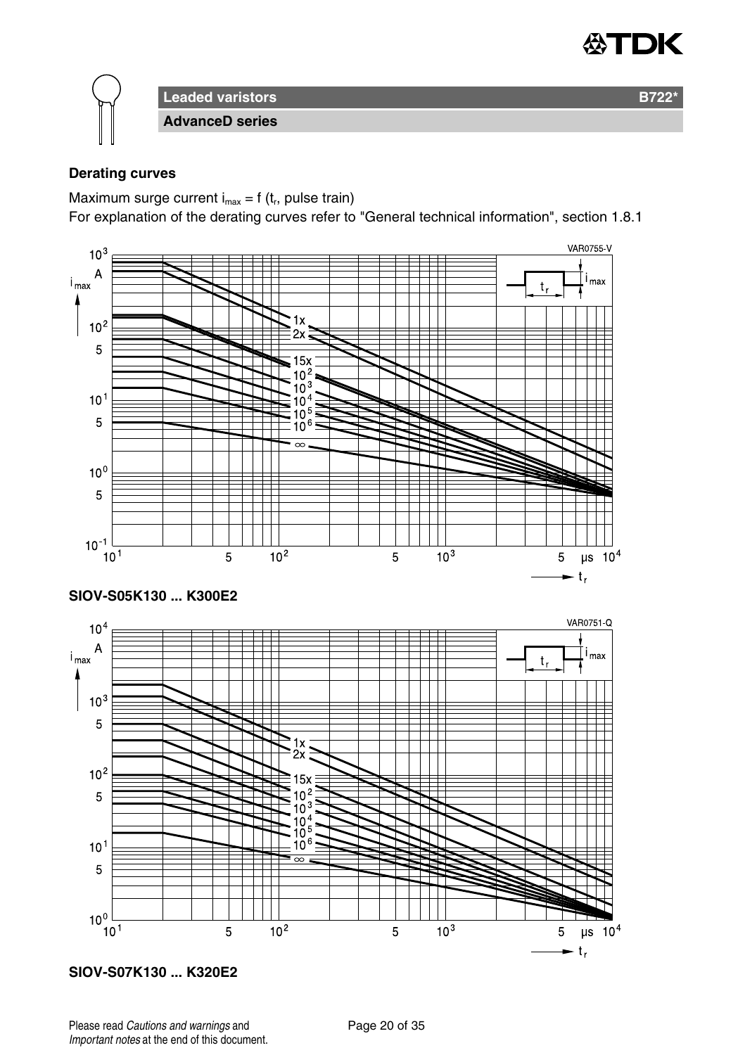# Leaded varistors

**B722***

**AdvanceD series**

## Derating curves

Maximum surge current $i_{max} = f$ ($t_r$, pulse train)

For explanation of the derating curves refer to "General technical information", section 1.8.1

**SIOV-S05K130 ... K300E2**

**SIOV-S07K130 ... K320E2**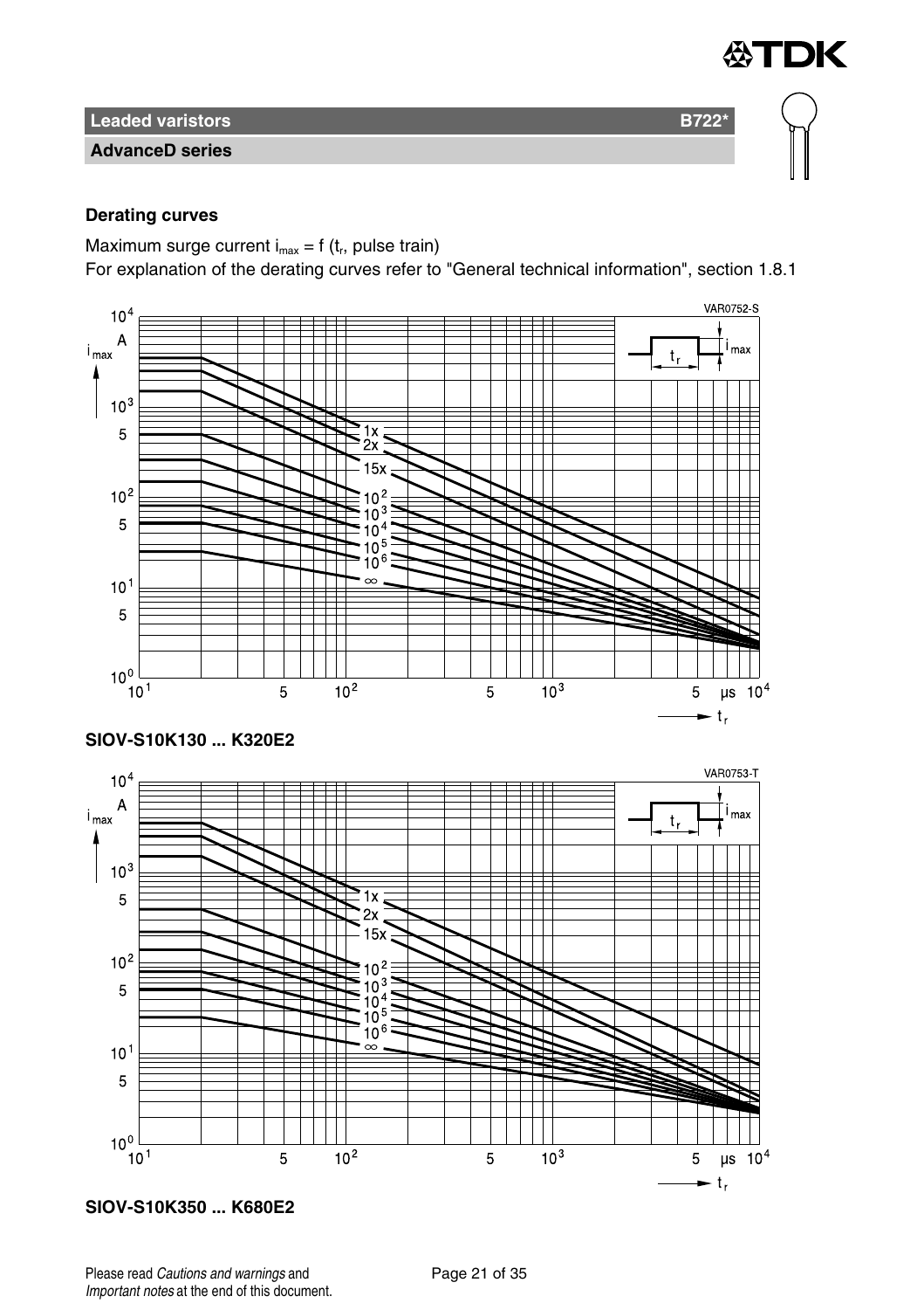## Derating curves

Maximum surge current $i_{max} = f(t_r, \text{pulse train})$

For explanation of the derating curves refer to "General technical information", section 1.8.1

**SIOV-S10K130 ... K320E2**

**SIOV-S10K350 ... K680E2**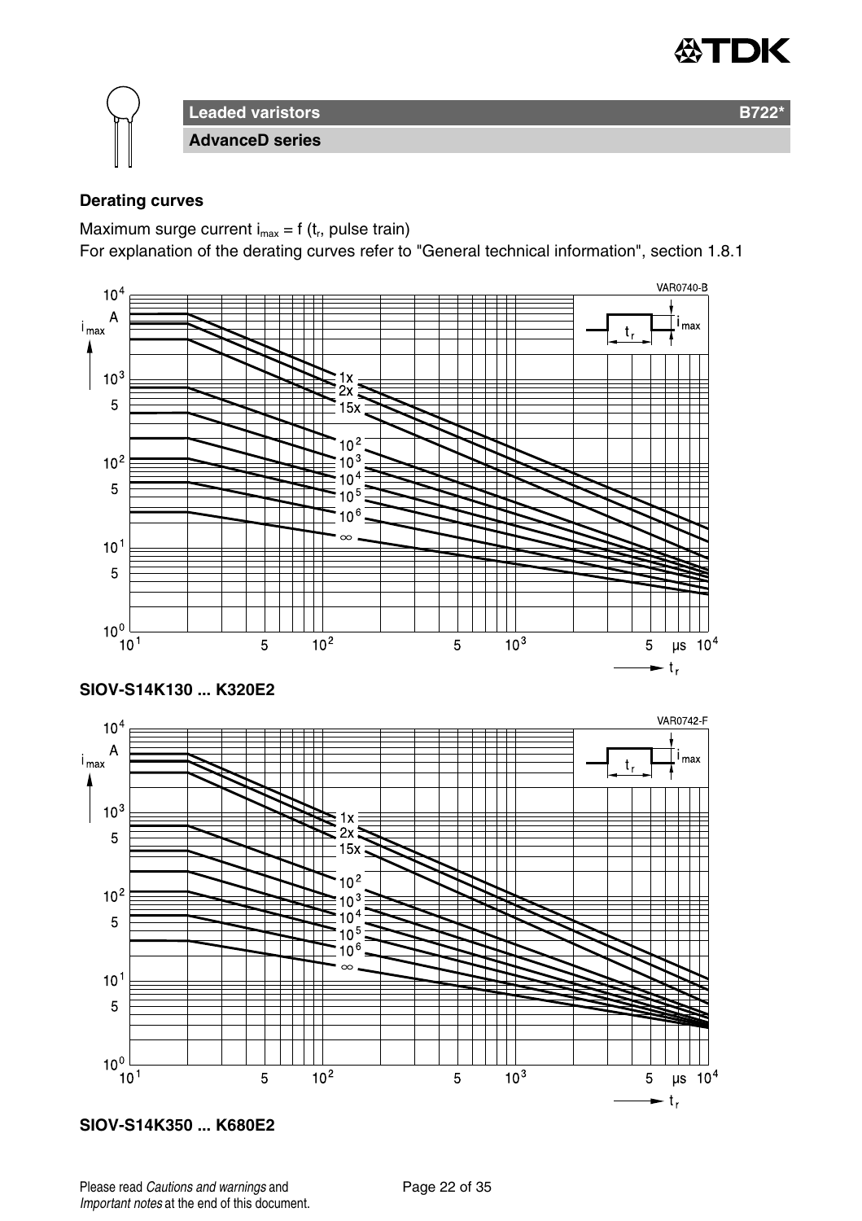## Derating curves

Maximum surge current $i_{max} = f(t_r, \text{pulse train})$

For explanation of the derating curves refer to "General technical information", section 1.8.1

**SIOV-S14K130 ... K320E2**

**SIOV-S14K350 ... K680E2**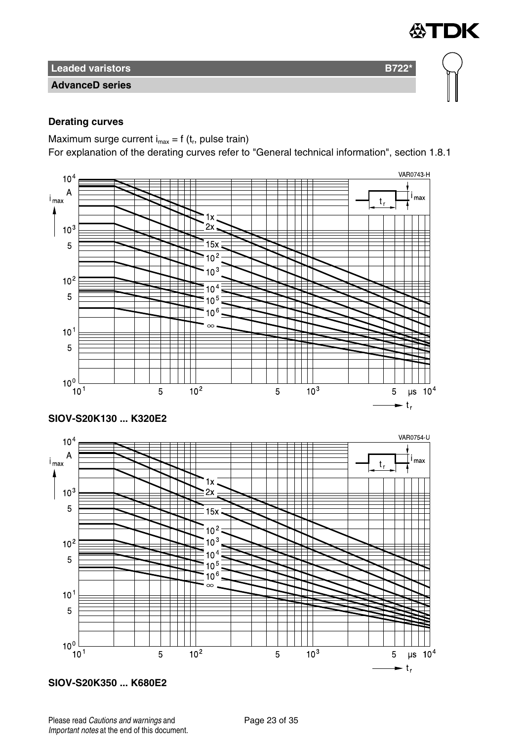## Derating curves

Maximum surge current $i_{max}$ = f ($t_r$, pulse train)

For explanation of the derating curves refer to "General technical information", section 1.8.1

**SIOV-S20K130 ... K320E2**

**SIOV-S20K350 ... K680E2**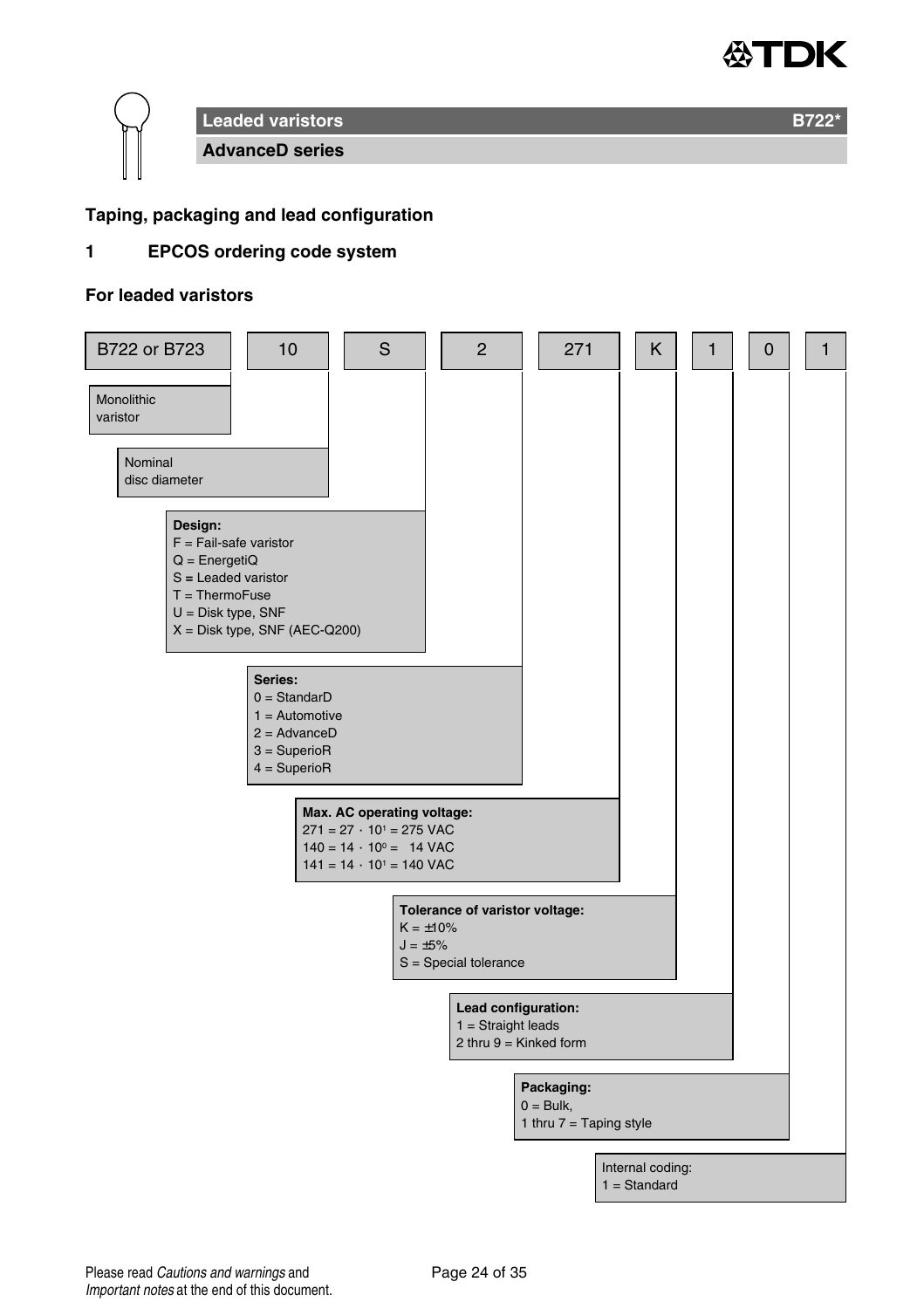# Leaded varistors B722*

## AdvanceD series

### Taping, packaging and lead configuration

### 1 EPCOS ordering code system

**For leaded varistors**

| B722 or B723 | 10 | S | 2 | 271 | K | 1 | 0 | 1 |
|---|---|---|---|---|---|---|---|---|

- **B722 or B723**: Monolithic varistor
- **10**: Nominal disc diameter
- **S** – **Design:**
  - F = Fail-safe varistor
  - Q = EnergetiQ
  - S = Leaded varistor
  - T = ThermoFuse
  - U = Disk type, SNF
  - X = Disk type, SNF (AEC-Q200)
- **2** – **Series:**
  - 0 = StandarD
  - 1 = Automotive
  - 2 = AdvanceD
  - 3 = SuperioR
  - 4 = SuperioR
- **271** – **Max. AC operating voltage:**
  - 271 = $27 \cdot 10^1$ = 275 VAC
  - 140 = $14 \cdot 10^0$ = 14 VAC
  - 141 = $14 \cdot 10^1$ = 140 VAC
- **K** – **Tolerance of varistor voltage:**
  - K = ±10%
  - J = ±5%
  - S = Special tolerance
- **1** – **Lead configuration:**
  - 1 = Straight leads
  - 2 thru 9 = Kinked form
- **0** – **Packaging:**
  - 0 = Bulk,
  - 1 thru 7 = Taping style
- **1** – Internal coding:
  - 1 = Standard

Please read *Cautions and warnings* and *Important notes* at the end of this document.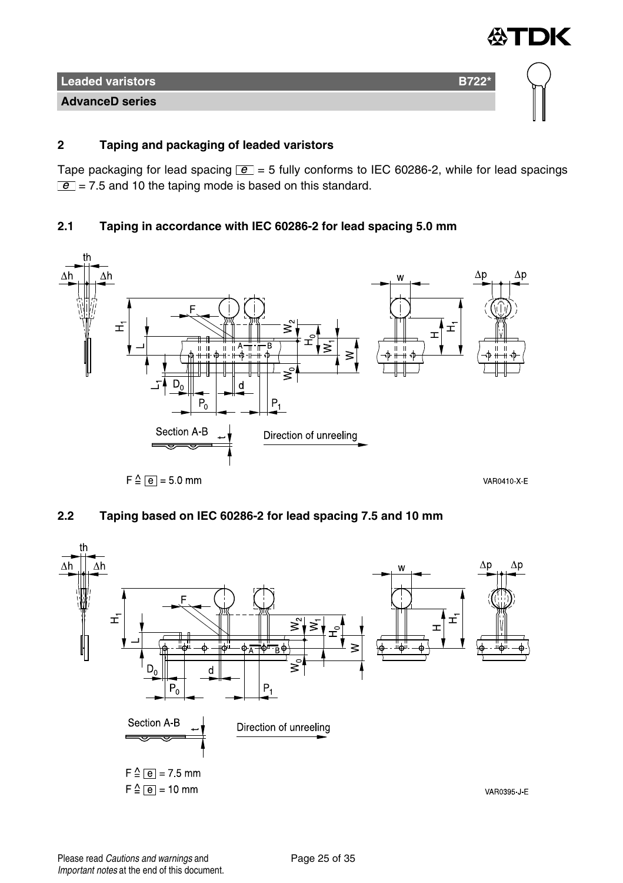## 2 Taping and packaging of leaded varistors

Tape packaging for lead spacing e = 5 fully conforms to IEC 60286-2, while for lead spacings e = 7.5 and 10 the taping mode is based on this standard.

### 2.1 Taping in accordance with IEC 60286-2 for lead spacing 5.0 mm

Section A-B

Direction of unreeling

F ≙ e = 5.0 mm

VAR0410-X-E

### 2.2 Taping based on IEC 60286-2 for lead spacing 7.5 and 10 mm

Section A-B

Direction of unreeling

F ≙ e = 7.5 mm

F ≙ e = 10 mm

VAR0395-J-E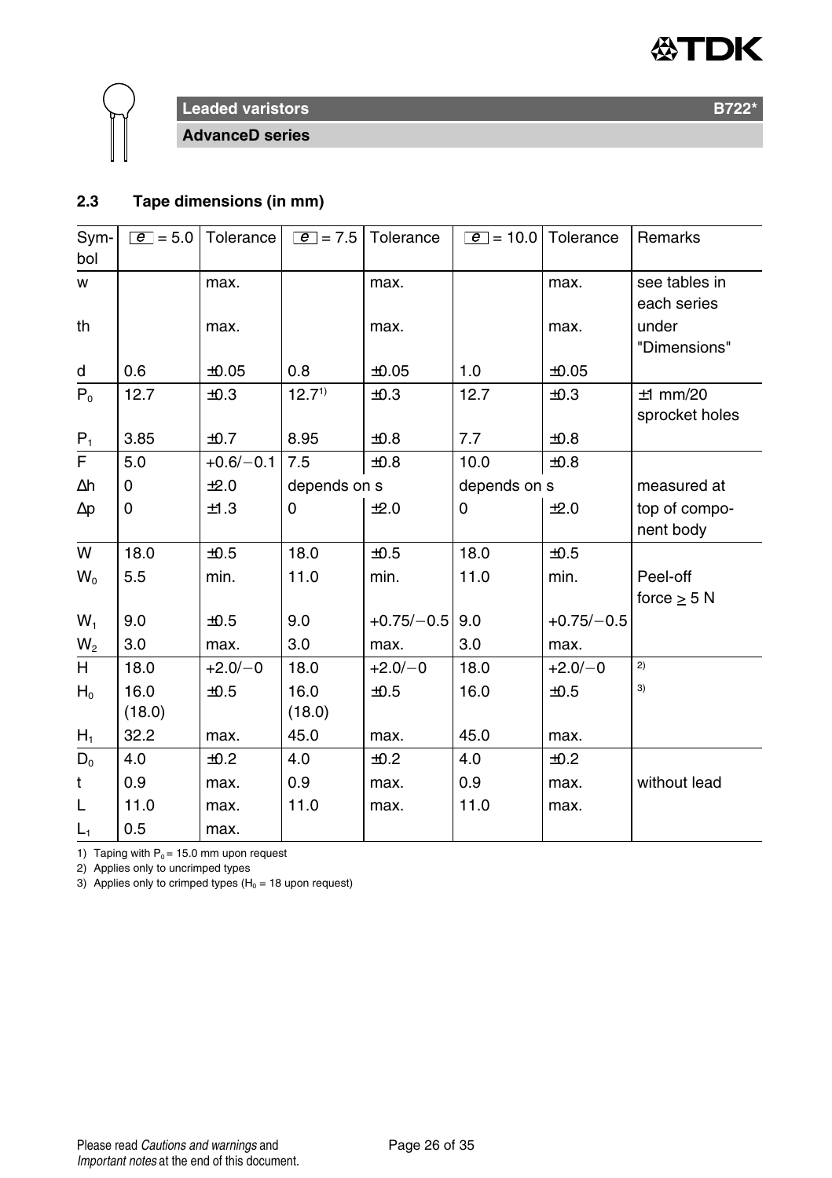## 2.3 Tape dimensions (in mm)

| Symbol | e = 5.0 | Tolerance | e = 7.5 | Tolerance | e = 10.0 | Tolerance | Remarks |
|---|---|---|---|---|---|---|---|
| w | | max. | | max. | | max. | see tables in each series |
| th | | max. | | max. | | max. | under "Dimensions" |
| d | 0.6 | ±0.05 | 0.8 | ±0.05 | 1.0 | ±0.05 | |
| $P_0$ | 12.7 | ±0.3 | 12.7[1] | ±0.3 | 12.7 | ±0.3 | ±1 mm/20 sprocket holes |
| $P_1$ | 3.85 | ±0.7 | 8.95 | ±0.8 | 7.7 | ±0.8 | |
| F | 5.0 | +0.6/−0.1 | 7.5 | ±0.8 | 10.0 | ±0.8 | |
| Δh | 0 | ±2.0 | depends on s | | depends on s | | measured at |
| Δp | 0 | ±1.3 | 0 | ±2.0 | 0 | ±2.0 | top of component body |
| W | 18.0 | ±0.5 | 18.0 | ±0.5 | 18.0 | ±0.5 | |
| $W_0$ | 5.5 | min. | 11.0 | min. | 11.0 | min. | Peel-off force ≥ 5 N |
| $W_1$ | 9.0 | ±0.5 | 9.0 | +0.75/−0.5 | 9.0 | +0.75/−0.5 | |
| $W_2$ | 3.0 | max. | 3.0 | max. | 3.0 | max. | |
| H | 18.0 | +2.0/−0 | 18.0 | +2.0/−0 | 18.0 | +2.0/−0 | [2] |
| $H_0$ | 16.0 (18.0) | ±0.5 | 16.0 (18.0) | ±0.5 | 16.0 | ±0.5 | [3] |
| $H_1$ | 32.2 | max. | 45.0 | max. | 45.0 | max. | |
| $D_0$ | 4.0 | ±0.2 | 4.0 | ±0.2 | 4.0 | ±0.2 | |
| t | 0.9 | max. | 0.9 | max. | 0.9 | max. | without lead |
| L | 11.0 | max. | 11.0 | max. | 11.0 | max. | |
| $L_1$ | 0.5 | max. | | | | | |

1) Taping with $P_0$ = 15.0 mm upon request
2) Applies only to uncrimped types
3) Applies only to crimped types ($H_0$ = 18 upon request)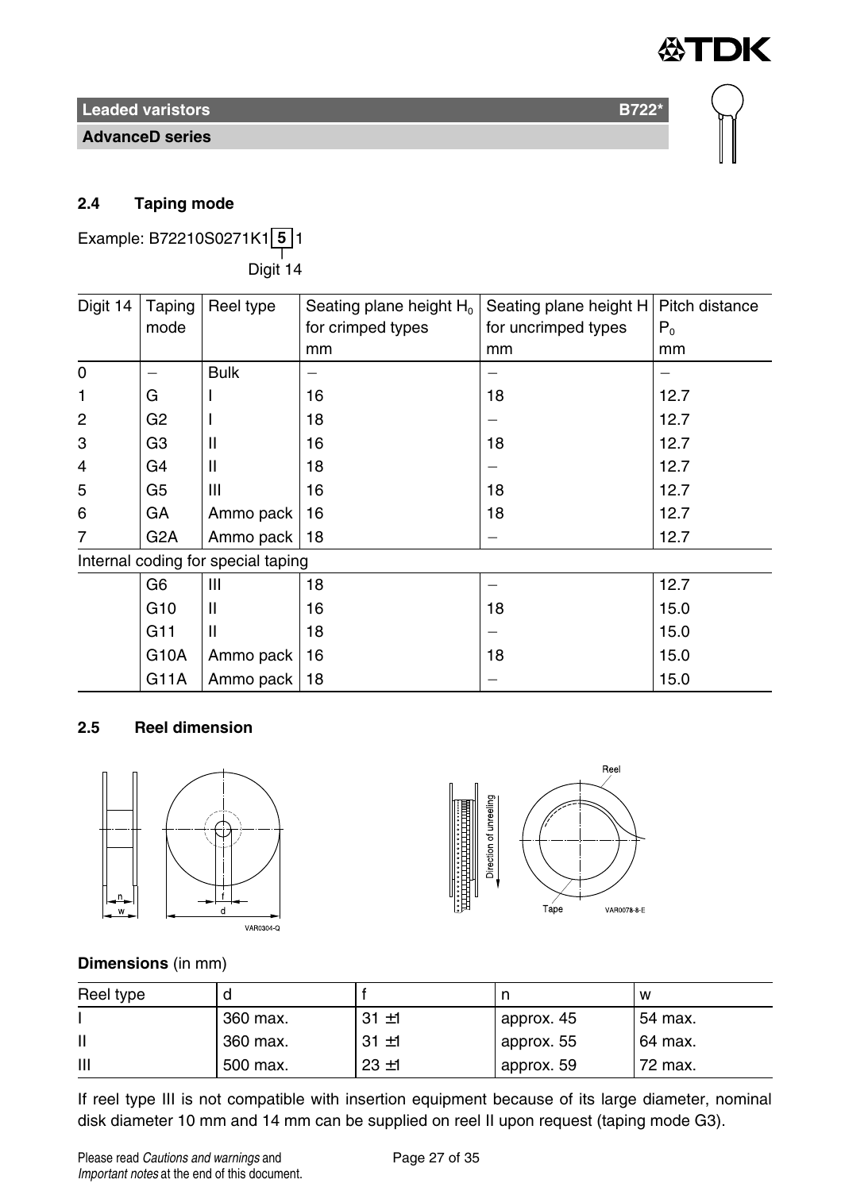## 2.4 Taping mode

Example: B72210S0271K1 **5** 1

Digit 14

| Digit 14 | Taping mode | Reel type | Seating plane height $H_0$ for crimped types mm | Seating plane height H for uncrimped types mm | Pitch distance $P_0$ mm |
|---|---|---|---|---|---|
| 0 | – | Bulk | – | – | – |
| 1 | G | I | 16 | 18 | 12.7 |
| 2 | G2 | I | 18 | – | 12.7 |
| 3 | G3 | II | 16 | 18 | 12.7 |
| 4 | G4 | II | 18 | – | 12.7 |
| 5 | G5 | III | 16 | 18 | 12.7 |
| 6 | GA | Ammo pack | 16 | 18 | 12.7 |
| 7 | G2A | Ammo pack | 18 | – | 12.7 |
| Internal coding for special taping | | | | | |
| | G6 | III | 18 | – | 12.7 |
| | G10 | II | 16 | 18 | 15.0 |
| | G11 | II | 18 | – | 15.0 |
| | G10A | Ammo pack | 16 | 18 | 15.0 |
| | G11A | Ammo pack | 18 | – | 15.0 |

## 2.5 Reel dimension

**Dimensions** (in mm)

| Reel type | d | f | n | w |
|---|---|---|---|---|
| I | 360 max. | 31 ±1 | approx. 45 | 54 max. |
| II | 360 max. | 31 ±1 | approx. 55 | 64 max. |
| III | 500 max. | 23 ±1 | approx. 59 | 72 max. |

If reel type III is not compatible with insertion equipment because of its large diameter, nominal disk diameter 10 mm and 14 mm can be supplied on reel II upon request (taping mode G3).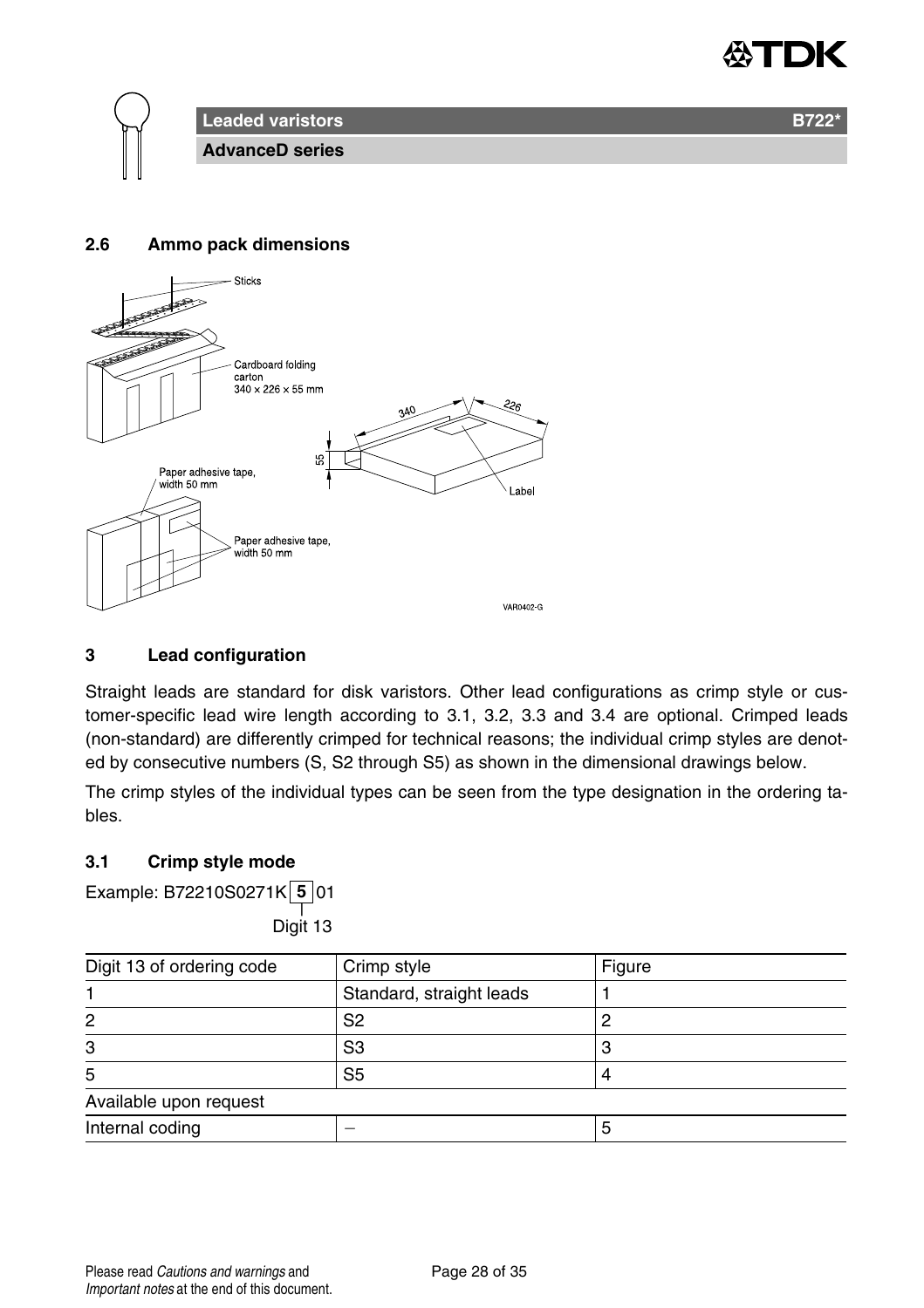## 2.6 Ammo pack dimensions

## 3 Lead configuration

Straight leads are standard for disk varistors. Other lead configurations as crimp style or customer-specific lead wire length according to 3.1, 3.2, 3.3 and 3.4 are optional. Crimped leads (non-standard) are differently crimped for technical reasons; the individual crimp styles are denoted by consecutive numbers (S, S2 through S5) as shown in the dimensional drawings below.

The crimp styles of the individual types can be seen from the type designation in the ordering tables.

### 3.1 Crimp style mode

Example: B72210S0271K **5** 01
Digit 13

| Digit 13 of ordering code | Crimp style | Figure |
|---|---|---|
| 1 | Standard, straight leads | 1 |
| 2 | S2 | 2 |
| 3 | S3 | 3 |
| 5 | S5 | 4 |
| Available upon request | | |
| Internal coding | – | 5 |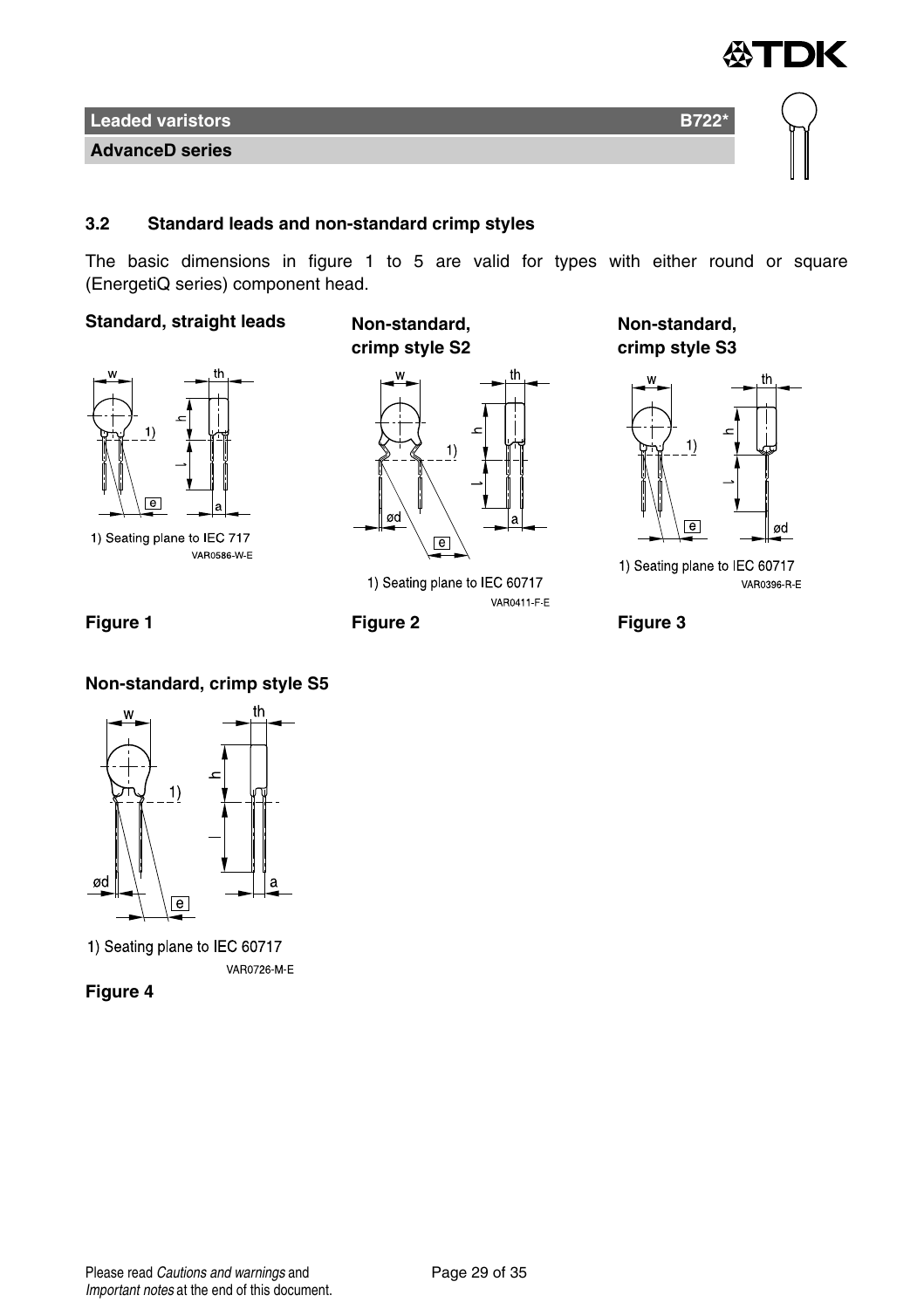### 3.2 Standard leads and non-standard crimp styles

The basic dimensions in figure 1 to 5 are valid for types with either round or square (EnergetiQ series) component head.

**Standard, straight leads**

1) Seating plane to IEC 717

VAR0586-W-E

**Figure 1**

**Non-standard, crimp style S2**

1) Seating plane to IEC 60717

VAR0411-F-E

**Figure 2**

**Non-standard, crimp style S3**

1) Seating plane to IEC 60717

VAR0396-R-E

**Figure 3**

**Non-standard, crimp style S5**

1) Seating plane to IEC 60717

VAR0726-M-E

**Figure 4**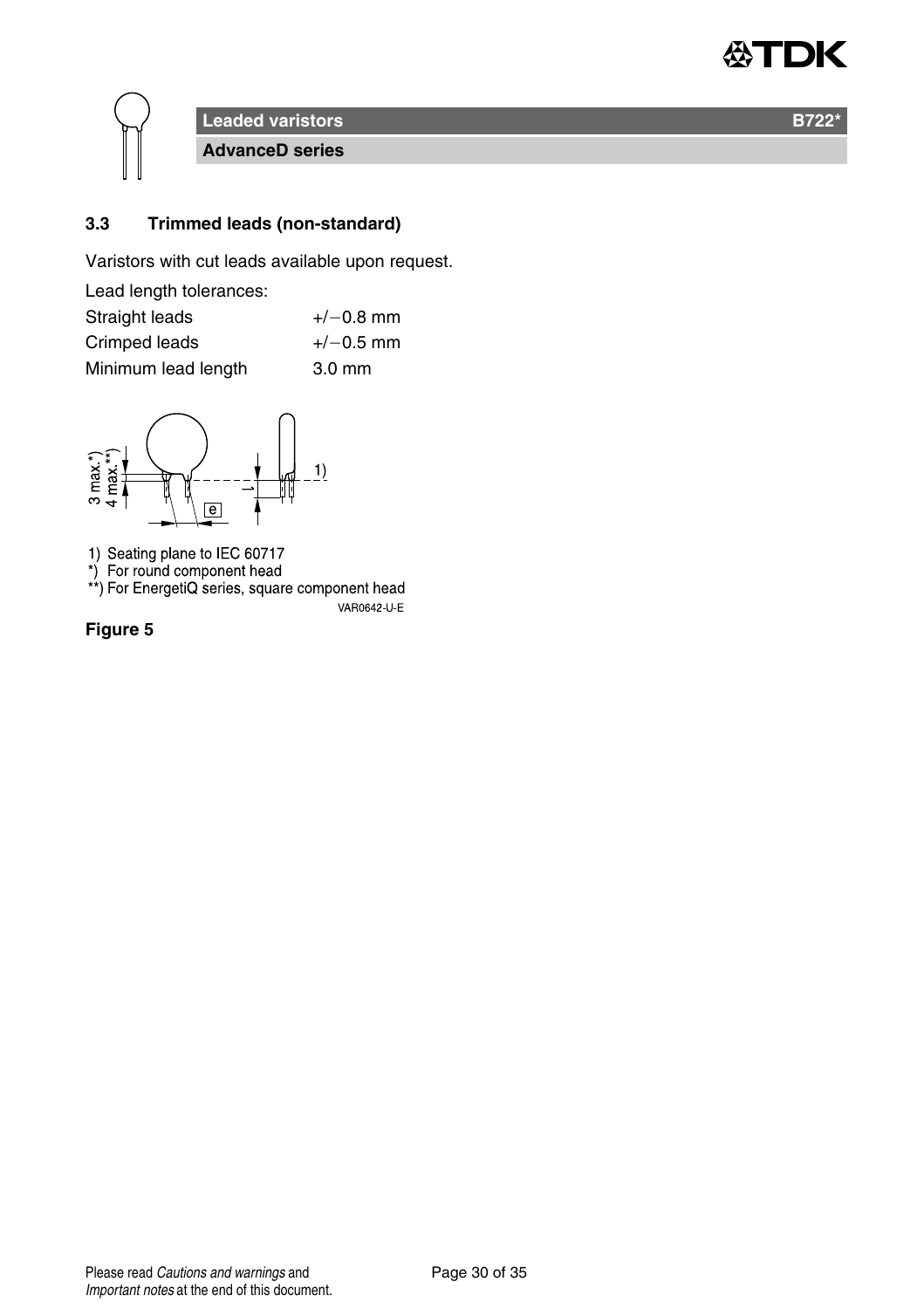### 3.3 Trimmed leads (non-standard)

Varistors with cut leads available upon request.

Lead length tolerances:

| | |
|---|---|
| Straight leads | +/−0.8 mm |
| Crimped leads | +/−0.5 mm |
| Minimum lead length | 3.0 mm |

1) Seating plane to IEC 60717
*) For round component head
**) For EnergetiQ series, square component head

VAR0642-U-E

**Figure 5**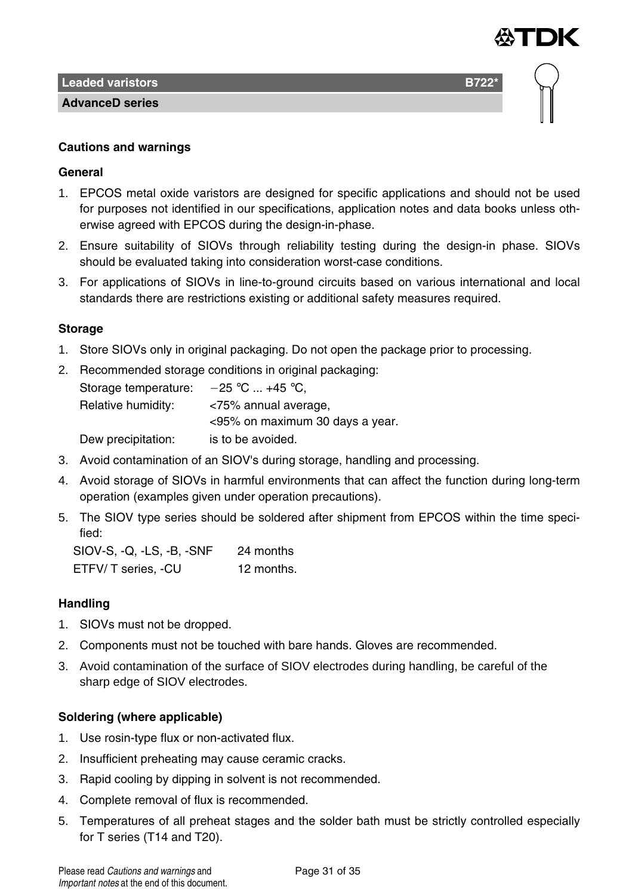## Cautions and warnings

### General

1. EPCOS metal oxide varistors are designed for specific applications and should not be used for purposes not identified in our specifications, application notes and data books unless otherwise agreed with EPCOS during the design-in-phase.
2. Ensure suitability of SIOVs through reliability testing during the design-in phase. SIOVs should be evaluated taking into consideration worst-case conditions.
3. For applications of SIOVs in line-to-ground circuits based on various international and local standards there are restrictions existing or additional safety measures required.

### Storage

1. Store SIOVs only in original packaging. Do not open the package prior to processing.
2. Recommended storage conditions in original packaging:

   Storage temperature: −25 °C ... +45 °C,
   Relative humidity: <75% annual average,
   <95% on maximum 30 days a year.
   Dew precipitation: is to be avoided.
3. Avoid contamination of an SIOV's during storage, handling and processing.
4. Avoid storage of SIOVs in harmful environments that can affect the function during long-term operation (examples given under operation precautions).
5. The SIOV type series should be soldered after shipment from EPCOS within the time specified:

   SIOV-S, -Q, -LS, -B, -SNF 24 months
   ETFV/ T series, -CU 12 months.

### Handling

1. SIOVs must not be dropped.
2. Components must not be touched with bare hands. Gloves are recommended.
3. Avoid contamination of the surface of SIOV electrodes during handling, be careful of the sharp edge of SIOV electrodes.

### Soldering (where applicable)

1. Use rosin-type flux or non-activated flux.
2. Insufficient preheating may cause ceramic cracks.
3. Rapid cooling by dipping in solvent is not recommended.
4. Complete removal of flux is recommended.
5. Temperatures of all preheat stages and the solder bath must be strictly controlled especially for T series (T14 and T20).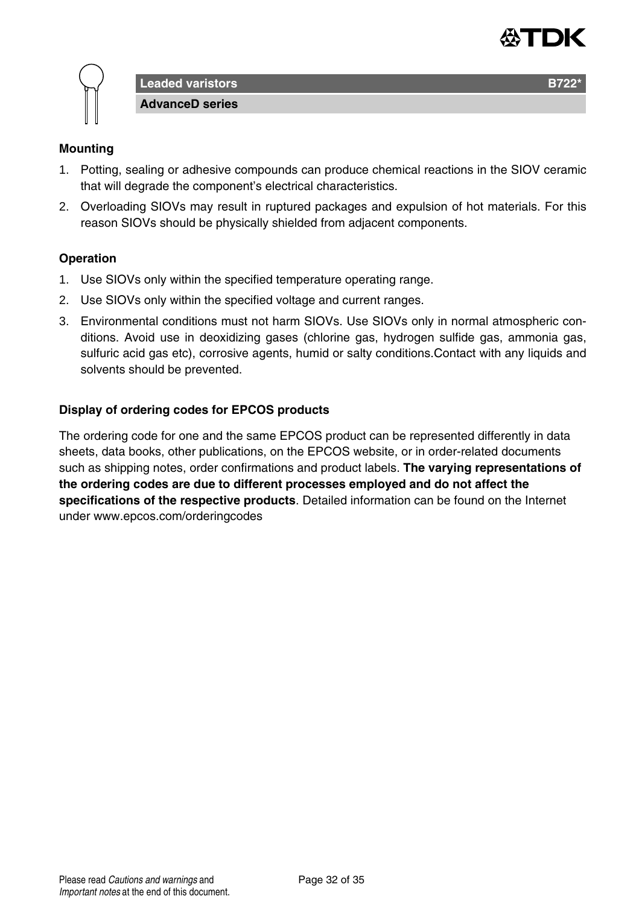**Mounting**

1. Potting, sealing or adhesive compounds can produce chemical reactions in the SIOV ceramic that will degrade the component's electrical characteristics.
2. Overloading SIOVs may result in ruptured packages and expulsion of hot materials. For this reason SIOVs should be physically shielded from adjacent components.

**Operation**

1. Use SIOVs only within the specified temperature operating range.
2. Use SIOVs only within the specified voltage and current ranges.
3. Environmental conditions must not harm SIOVs. Use SIOVs only in normal atmospheric conditions. Avoid use in deoxidizing gases (chlorine gas, hydrogen sulfide gas, ammonia gas, sulfuric acid gas etc), corrosive agents, humid or salty conditions.Contact with any liquids and solvents should be prevented.

**Display of ordering codes for EPCOS products**

The ordering code for one and the same EPCOS product can be represented differently in data sheets, data books, other publications, on the EPCOS website, or in order-related documents such as shipping notes, order confirmations and product labels. **The varying representations of the ordering codes are due to different processes employed and do not affect the specifications of the respective products**. Detailed information can be found on the Internet under www.epcos.com/orderingcodes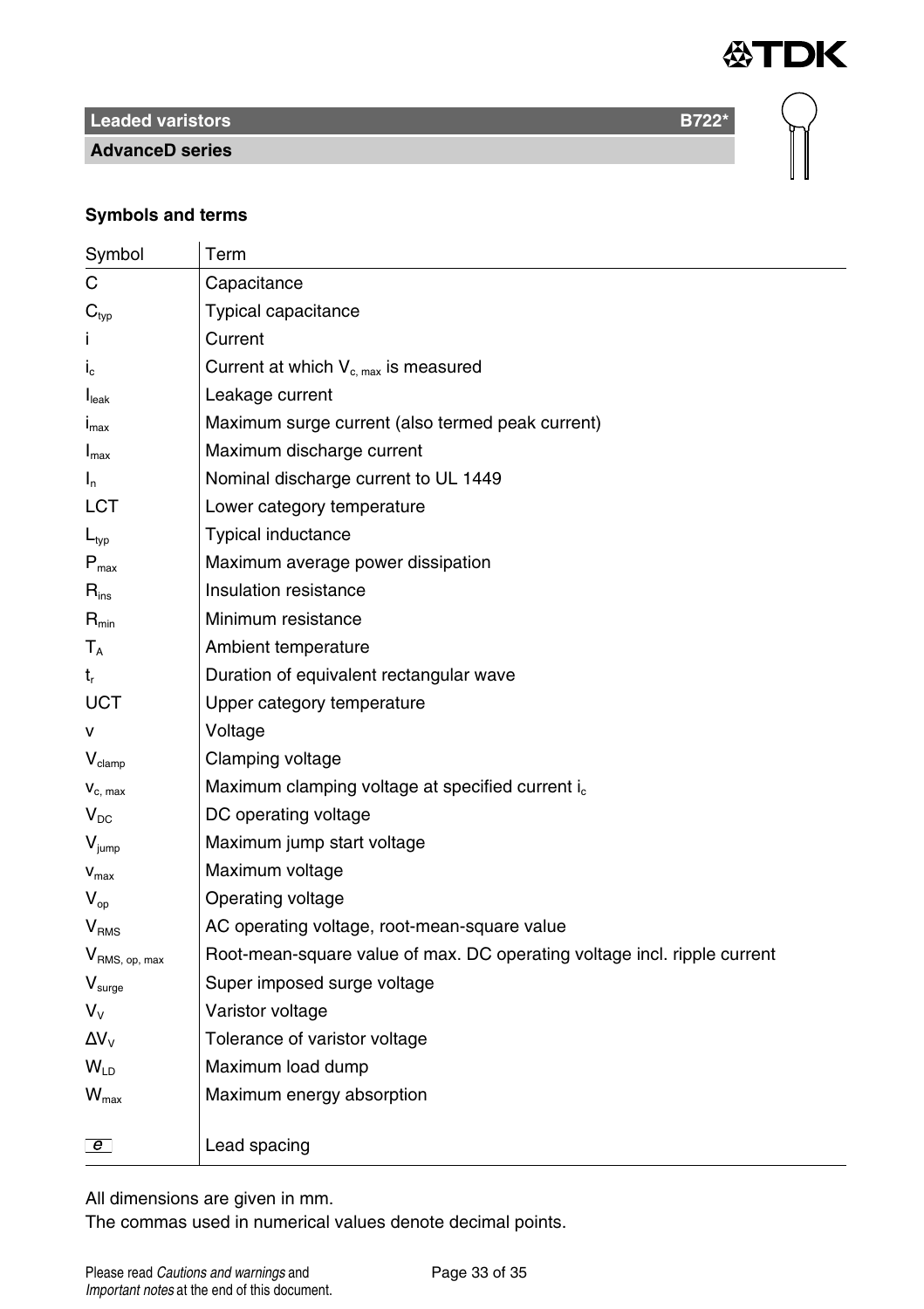## Symbols and terms

| Symbol | Term |
|---|---|
| C | Capacitance |
| $C_{typ}$ | Typical capacitance |
| i | Current |
| $i_c$ | Current at which $V_{c, max}$ is measured |
| $I_{leak}$ | Leakage current |
| $i_{max}$ | Maximum surge current (also termed peak current) |
| $I_{max}$ | Maximum discharge current |
| $I_n$ | Nominal discharge current to UL 1449 |
| LCT | Lower category temperature |
| $L_{typ}$ | Typical inductance |
| $P_{max}$ | Maximum average power dissipation |
| $R_{ins}$ | Insulation resistance |
| $R_{min}$ | Minimum resistance |
| $T_A$ | Ambient temperature |
| $t_r$ | Duration of equivalent rectangular wave |
| UCT | Upper category temperature |
| v | Voltage |
| $V_{clamp}$ | Clamping voltage |
| $v_{c, max}$ | Maximum clamping voltage at specified current $i_c$ |
| $V_{DC}$ | DC operating voltage |
| $V_{jump}$ | Maximum jump start voltage |
| $v_{max}$ | Maximum voltage |
| $V_{op}$ | Operating voltage |
| $V_{RMS}$ | AC operating voltage, root-mean-square value |
| $V_{RMS, op, max}$ | Root-mean-square value of max. DC operating voltage incl. ripple current |
| $V_{surge}$ | Super imposed surge voltage |
| $V_V$ | Varistor voltage |
| $\Delta V_V$ | Tolerance of varistor voltage |
| $W_{LD}$ | Maximum load dump |
| $W_{max}$ | Maximum energy absorption |
| e | Lead spacing |

All dimensions are given in mm.
The commas used in numerical values denote decimal points.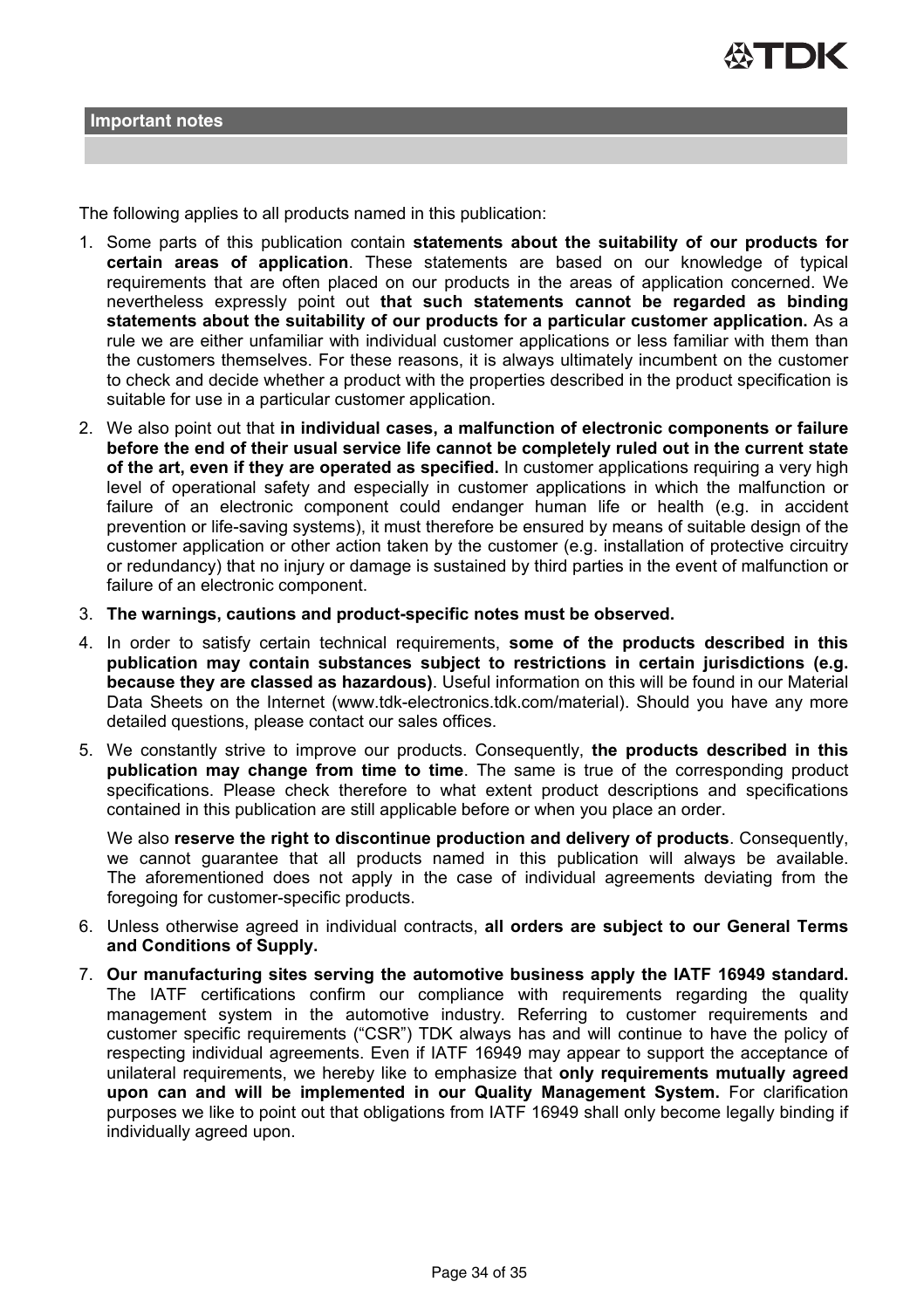## Important notes

The following applies to all products named in this publication:

1. Some parts of this publication contain **statements about the suitability of our products for certain areas of application**. These statements are based on our knowledge of typical requirements that are often placed on our products in the areas of application concerned. We nevertheless expressly point out **that such statements cannot be regarded as binding statements about the suitability of our products for a particular customer application.** As a rule we are either unfamiliar with individual customer applications or less familiar with them than the customers themselves. For these reasons, it is always ultimately incumbent on the customer to check and decide whether a product with the properties described in the product specification is suitable for use in a particular customer application.
2. We also point out that **in individual cases, a malfunction of electronic components or failure before the end of their usual service life cannot be completely ruled out in the current state of the art, even if they are operated as specified.** In customer applications requiring a very high level of operational safety and especially in customer applications in which the malfunction or failure of an electronic component could endanger human life or health (e.g. in accident prevention or life-saving systems), it must therefore be ensured by means of suitable design of the customer application or other action taken by the customer (e.g. installation of protective circuitry or redundancy) that no injury or damage is sustained by third parties in the event of malfunction or failure of an electronic component.
3. **The warnings, cautions and product-specific notes must be observed.**
4. In order to satisfy certain technical requirements, **some of the products described in this publication may contain substances subject to restrictions in certain jurisdictions (e.g. because they are classed as hazardous)**. Useful information on this will be found in our Material Data Sheets on the Internet (www.tdk-electronics.tdk.com/material). Should you have any more detailed questions, please contact our sales offices.
5. We constantly strive to improve our products. Consequently, **the products described in this publication may change from time to time**. The same is true of the corresponding product specifications. Please check therefore to what extent product descriptions and specifications contained in this publication are still applicable before or when you place an order.

   We also **reserve the right to discontinue production and delivery of products**. Consequently, we cannot guarantee that all products named in this publication will always be available. The aforementioned does not apply in the case of individual agreements deviating from the foregoing for customer-specific products.
6. Unless otherwise agreed in individual contracts, **all orders are subject to our General Terms and Conditions of Supply.**
7. **Our manufacturing sites serving the automotive business apply the IATF 16949 standard.** The IATF certifications confirm our compliance with requirements regarding the quality management system in the automotive industry. Referring to customer requirements and customer specific requirements ("CSR") TDK always has and will continue to have the policy of respecting individual agreements. Even if IATF 16949 may appear to support the acceptance of unilateral requirements, we hereby like to emphasize that **only requirements mutually agreed upon can and will be implemented in our Quality Management System.** For clarification purposes we like to point out that obligations from IATF 16949 shall only become legally binding if individually agreed upon.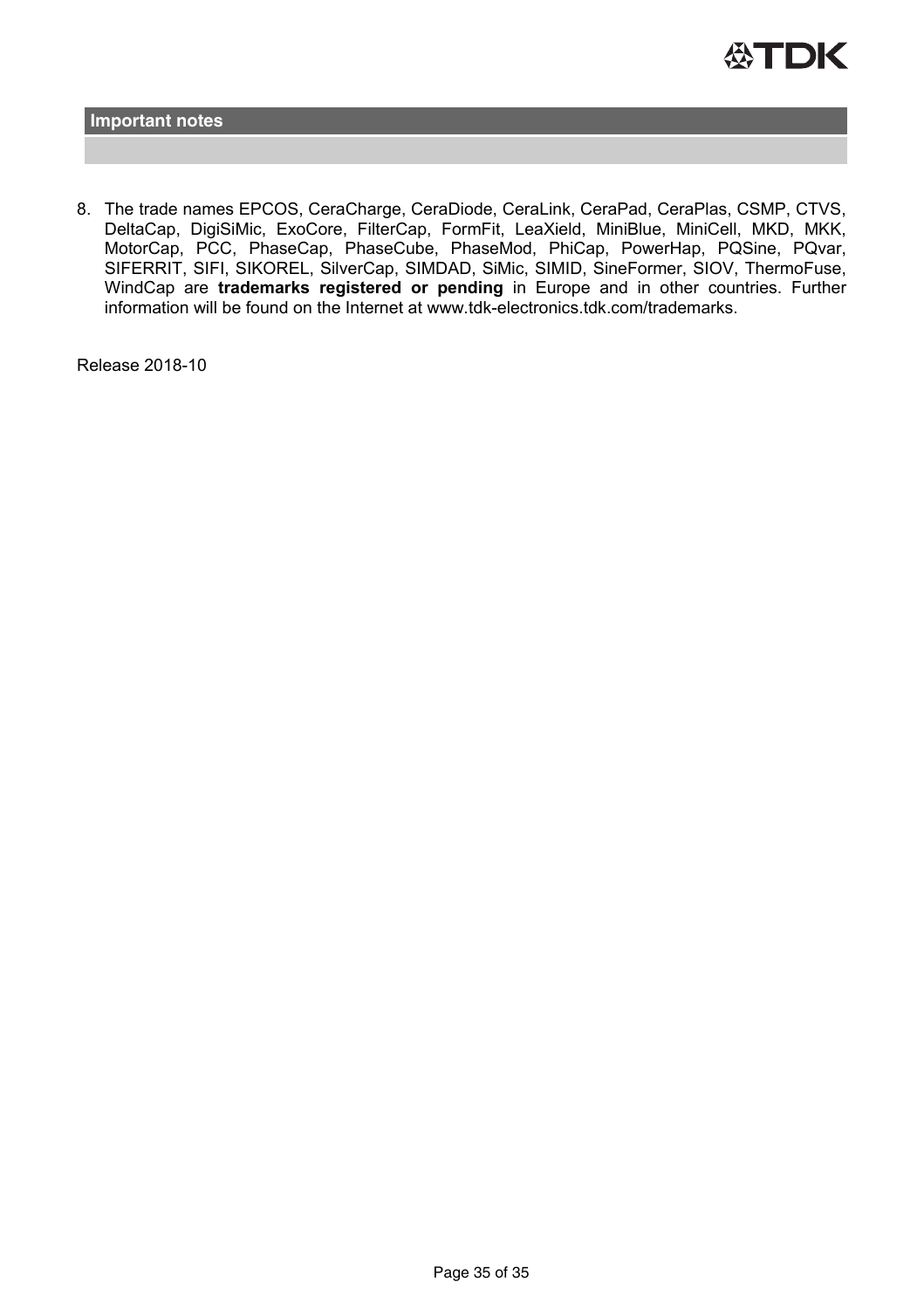## Important notes

8. The trade names EPCOS, CeraCharge, CeraDiode, CeraLink, CeraPad, CeraPlas, CSMP, CTVS, DeltaCap, DigiSiMic, ExoCore, FilterCap, FormFit, LeaXield, MiniBlue, MiniCell, MKD, MKK, MotorCap, PCC, PhaseCap, PhaseCube, PhaseMod, PhiCap, PowerHap, PQSine, PQvar, SIFERRIT, SIFI, SIKOREL, SilverCap, SIMDAD, SiMic, SIMID, SineFormer, SIOV, ThermoFuse, WindCap are **trademarks registered or pending** in Europe and in other countries. Further information will be found on the Internet at www.tdk-electronics.tdk.com/trademarks.

Release 2018-10